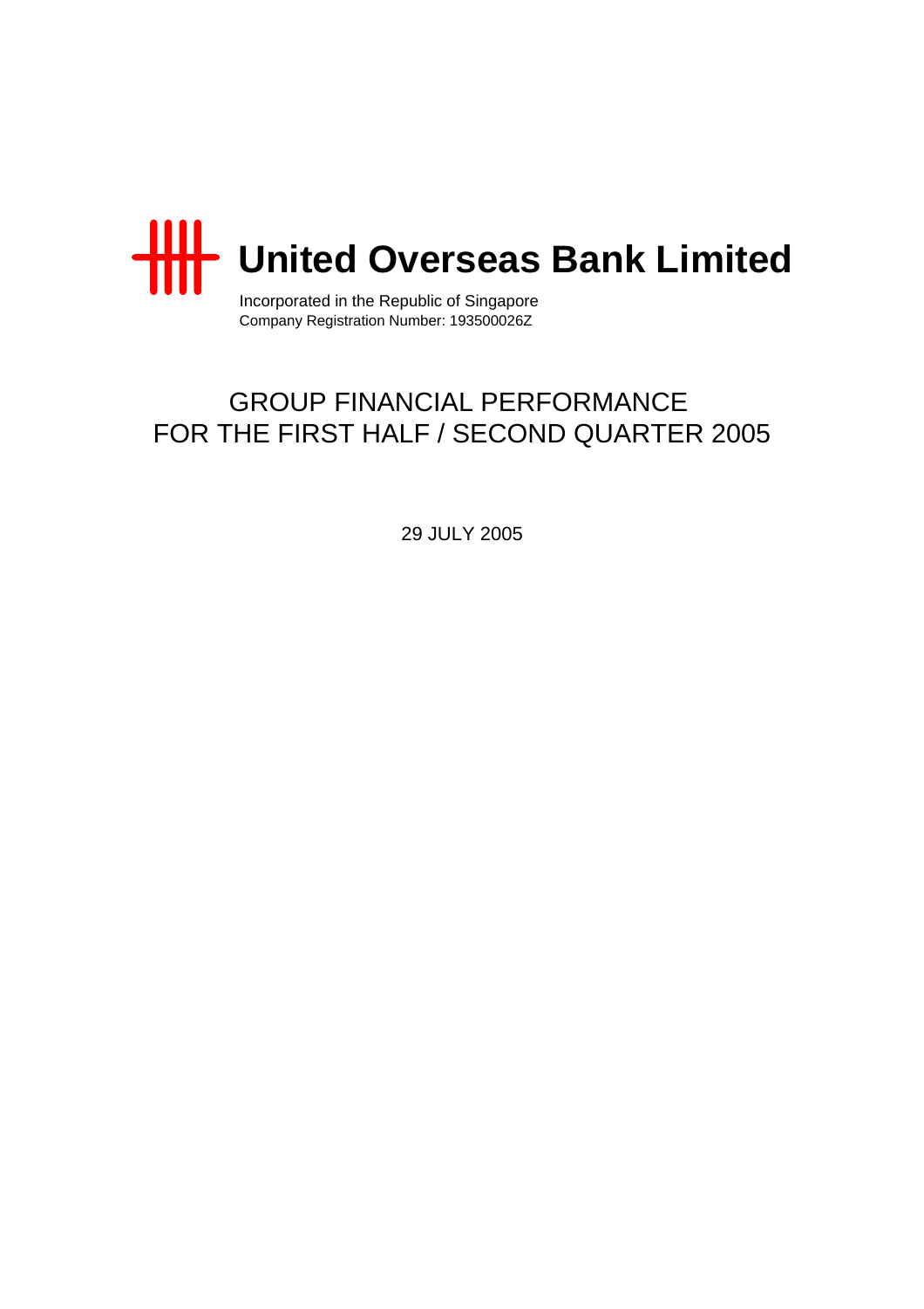# United Overseas Bank Limited

Incorporated in the Republic of Singapore
Company Registration Number: 193500026Z

## GROUP FINANCIAL PERFORMANCE FOR THE FIRST HALF / SECOND QUARTER 2005

29 JULY 2005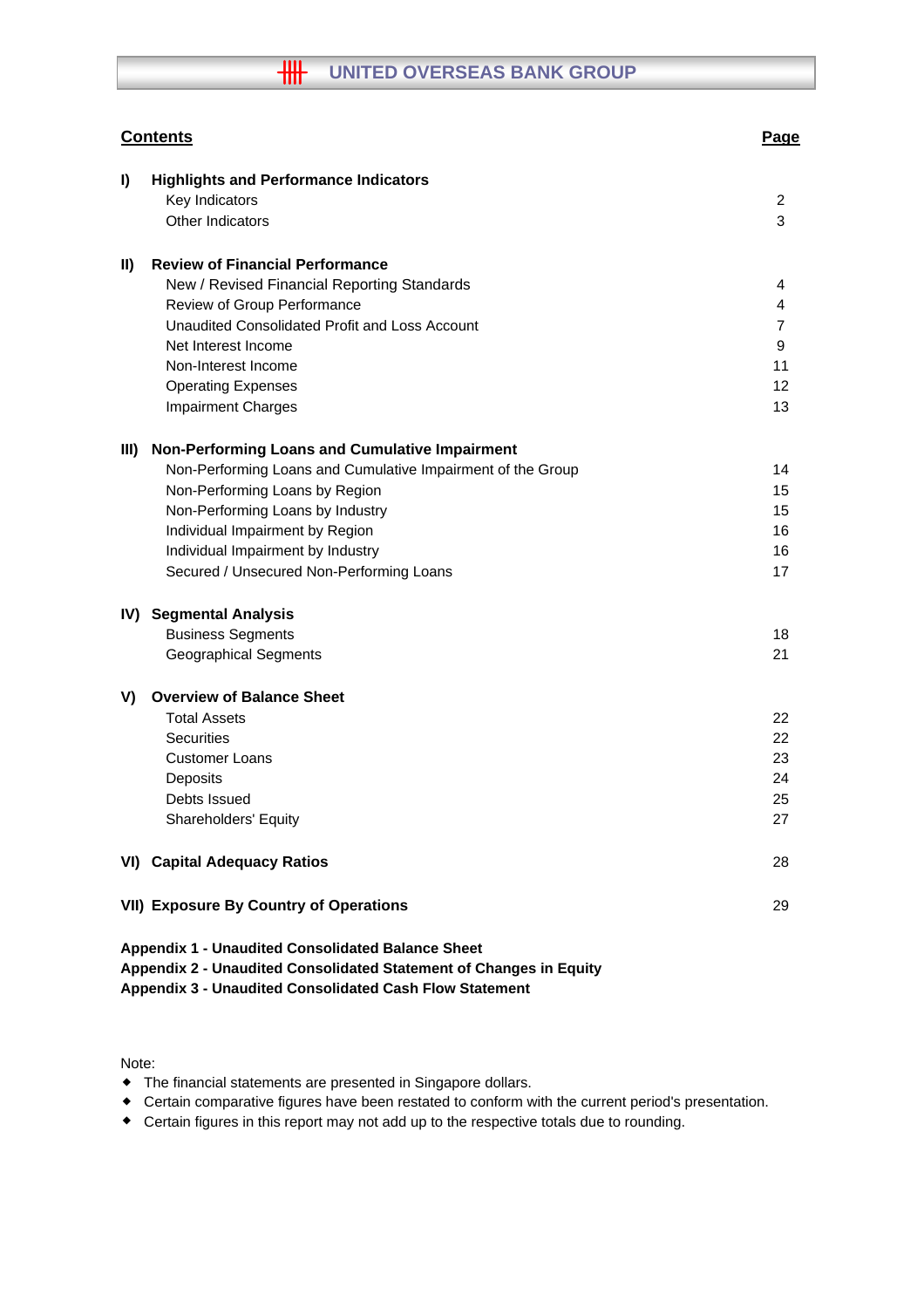UNITED OVERSEAS BANK GROUP

| **Contents** | | **Page** |
|---|---|---|
| **I)** | **Highlights and Performance Indicators** | |
| | Key Indicators | 2 |
| | Other Indicators | 3 |
| **II)** | **Review of Financial Performance** | |
| | New / Revised Financial Reporting Standards | 4 |
| | Review of Group Performance | 4 |
| | Unaudited Consolidated Profit and Loss Account | 7 |
| | Net Interest Income | 9 |
| | Non-Interest Income | 11 |
| | Operating Expenses | 12 |
| | Impairment Charges | 13 |
| **III)** | **Non-Performing Loans and Cumulative Impairment** | |
| | Non-Performing Loans and Cumulative Impairment of the Group | 14 |
| | Non-Performing Loans by Region | 15 |
| | Non-Performing Loans by Industry | 15 |
| | Individual Impairment by Region | 16 |
| | Individual Impairment by Industry | 16 |
| | Secured / Unsecured Non-Performing Loans | 17 |
| **IV)** | **Segmental Analysis** | |
| | Business Segments | 18 |
| | Geographical Segments | 21 |
| **V)** | **Overview of Balance Sheet** | |
| | Total Assets | 22 |
| | Securities | 22 |
| | Customer Loans | 23 |
| | Deposits | 24 |
| | Debts Issued | 25 |
| | Shareholders' Equity | 27 |
| **VI)** | **Capital Adequacy Ratios** | 28 |
| **VII)** | **Exposure By Country of Operations** | 29 |

**Appendix 1 - Unaudited Consolidated Balance Sheet**
**Appendix 2 - Unaudited Consolidated Statement of Changes in Equity**
**Appendix 3 - Unaudited Consolidated Cash Flow Statement**

Note:

- The financial statements are presented in Singapore dollars.
- Certain comparative figures have been restated to conform with the current period's presentation.
- Certain figures in this report may not add up to the respective totals due to rounding.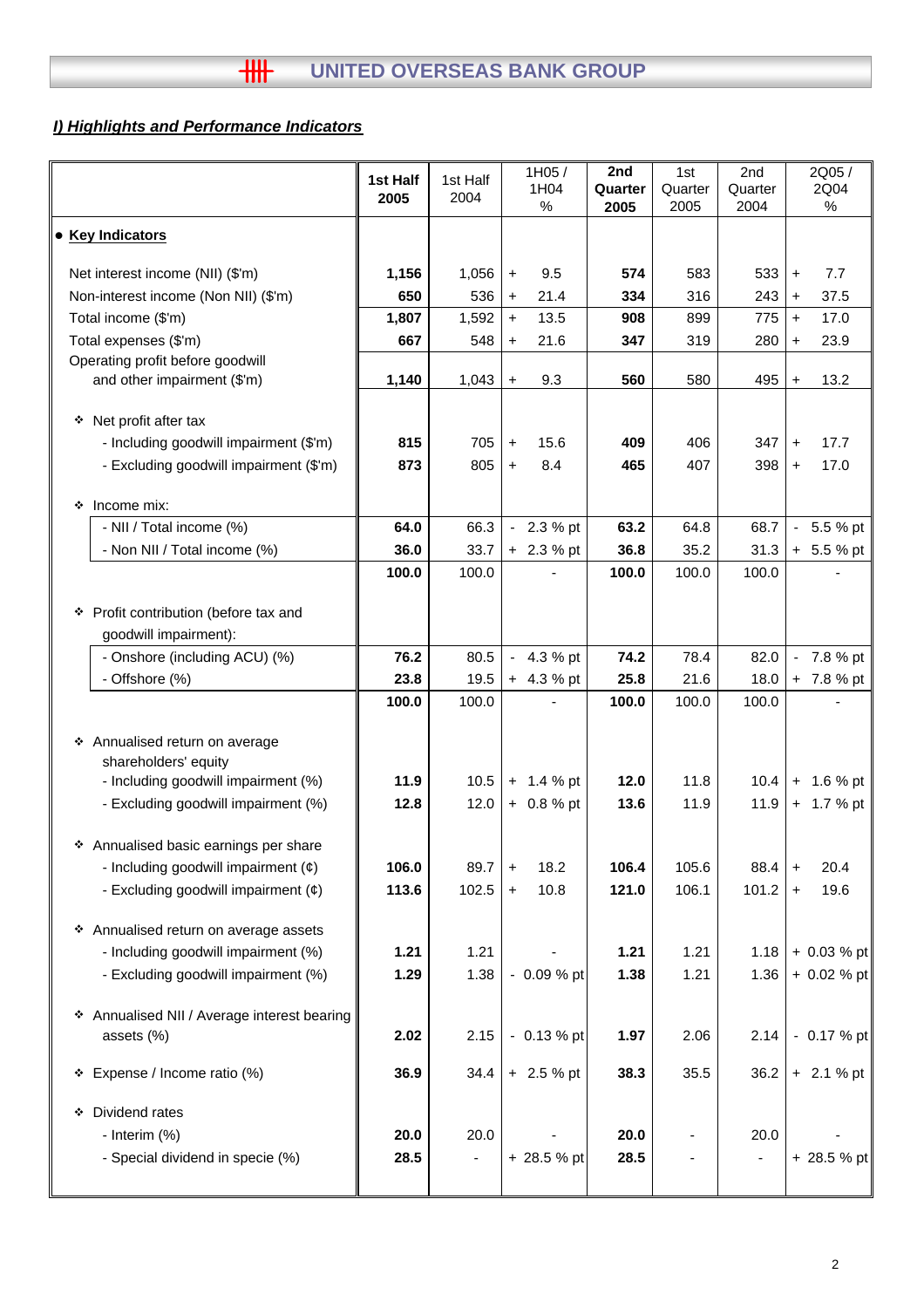## *I) Highlights and Performance Indicators*

| | 1st Half 2005 | 1st Half 2004 | 1H05 / 1H04 % | 2nd Quarter 2005 | 1st Quarter 2005 | 2nd Quarter 2004 | 2Q05 / 2Q04 % |
|---|---|---|---|---|---|---|---|
| ● **Key Indicators** | | | | | | | |
| Net interest income (NII) ($'m) | **1,156** | 1,056 | + 9.5 | **574** | 583 | 533 | + 7.7 |
| Non-interest income (Non NII) ($'m) | **650** | 536 | + 21.4 | **334** | 316 | 243 | + 37.5 |
| Total income ($'m) | **1,807** | 1,592 | + 13.5 | **908** | 899 | 775 | + 17.0 |
| Total expenses ($'m) | **667** | 548 | + 21.6 | **347** | 319 | 280 | + 23.9 |
| Operating profit before goodwill and other impairment ($'m) | **1,140** | 1,043 | + 9.3 | **560** | 580 | 495 | + 13.2 |
| ❖ Net profit after tax | | | | | | | |
| - Including goodwill impairment ($'m) | **815** | 705 | + 15.6 | **409** | 406 | 347 | + 17.7 |
| - Excluding goodwill impairment ($'m) | **873** | 805 | + 8.4 | **465** | 407 | 398 | + 17.0 |
| ❖ Income mix: | | | | | | | |
| - NII / Total income (%) | **64.0** | 66.3 | - 2.3 % pt | **63.2** | 64.8 | 68.7 | - 5.5 % pt |
| - Non NII / Total income (%) | **36.0** | 33.7 | + 2.3 % pt | **36.8** | 35.2 | 31.3 | + 5.5 % pt |
| | **100.0** | 100.0 | - | **100.0** | 100.0 | 100.0 | - |
| ❖ Profit contribution (before tax and goodwill impairment): | | | | | | | |
| - Onshore (including ACU) (%) | **76.2** | 80.5 | - 4.3 % pt | **74.2** | 78.4 | 82.0 | - 7.8 % pt |
| - Offshore (%) | **23.8** | 19.5 | + 4.3 % pt | **25.8** | 21.6 | 18.0 | + 7.8 % pt |
| | **100.0** | 100.0 | - | **100.0** | 100.0 | 100.0 | - |
| ❖ Annualised return on average shareholders' equity | | | | | | | |
| - Including goodwill impairment (%) | **11.9** | 10.5 | + 1.4 % pt | **12.0** | 11.8 | 10.4 | + 1.6 % pt |
| - Excluding goodwill impairment (%) | **12.8** | 12.0 | + 0.8 % pt | **13.6** | 11.9 | 11.9 | + 1.7 % pt |
| ❖ Annualised basic earnings per share | | | | | | | |
| - Including goodwill impairment (¢) | **106.0** | 89.7 | + 18.2 | **106.4** | 105.6 | 88.4 | + 20.4 |
| - Excluding goodwill impairment (¢) | **113.6** | 102.5 | + 10.8 | **121.0** | 106.1 | 101.2 | + 19.6 |
| ❖ Annualised return on average assets | | | | | | | |
| - Including goodwill impairment (%) | **1.21** | 1.21 | - | **1.21** | 1.21 | 1.18 | + 0.03 % pt |
| - Excluding goodwill impairment (%) | **1.29** | 1.38 | - 0.09 % pt | **1.38** | 1.21 | 1.36 | + 0.02 % pt |
| ❖ Annualised NII / Average interest bearing assets (%) | **2.02** | 2.15 | - 0.13 % pt | **1.97** | 2.06 | 2.14 | - 0.17 % pt |
| ❖ Expense / Income ratio (%) | **36.9** | 34.4 | + 2.5 % pt | **38.3** | 35.5 | 36.2 | + 2.1 % pt |
| ❖ Dividend rates | | | | | | | |
| - Interim (%) | **20.0** | 20.0 | - | **20.0** | - | 20.0 | - |
| - Special dividend in specie (%) | **28.5** | - | + 28.5 % pt | **28.5** | - | - | + 28.5 % pt |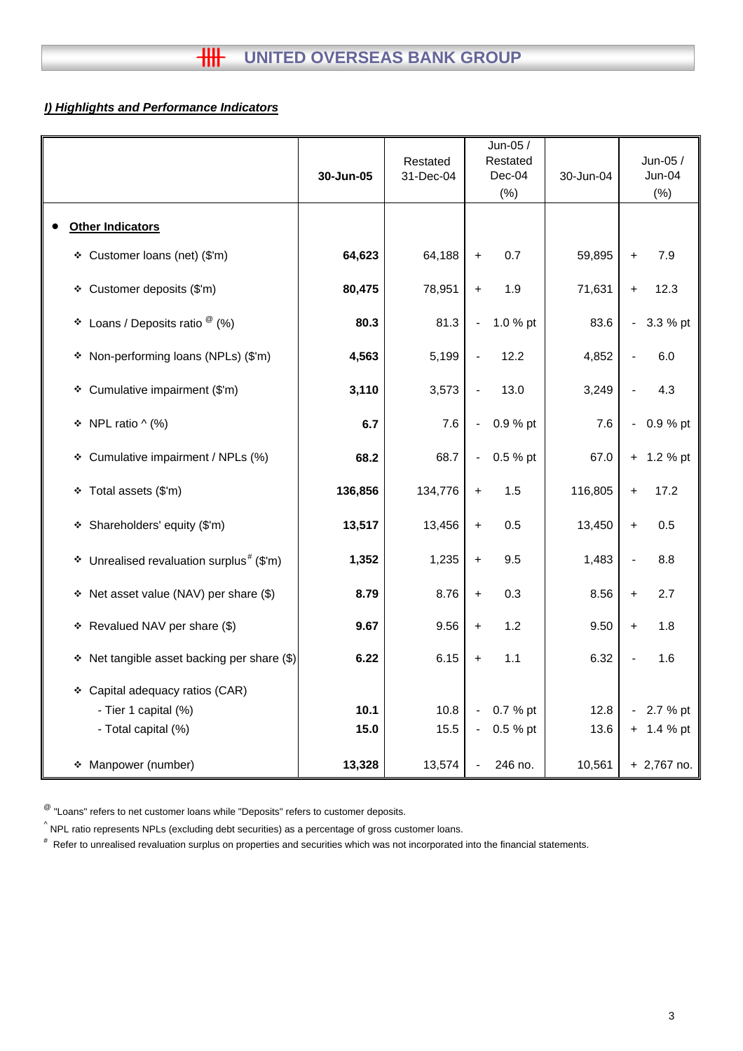## UNITED OVERSEAS BANK GROUP

***I) Highlights and Performance Indicators***

| | 30-Jun-05 | Restated 31-Dec-04 | Jun-05 / Restated Dec-04 (%) | 30-Jun-04 | Jun-05 / Jun-04 (%) |
|---|---|---|---|---|---|
| ● **Other Indicators** | | | | | |
| ❖ Customer loans (net) ($'m) | **64,623** | 64,188 | + 0.7 | 59,895 | + 7.9 |
| ❖ Customer deposits ($'m) | **80,475** | 78,951 | + 1.9 | 71,631 | + 12.3 |
| ❖ Loans / Deposits ratio [@] (%) | **80.3** | 81.3 | - 1.0 % pt | 83.6 | - 3.3 % pt |
| ❖ Non-performing loans (NPLs) ($'m) | **4,563** | 5,199 | - 12.2 | 4,852 | - 6.0 |
| ❖ Cumulative impairment ($'m) | **3,110** | 3,573 | - 13.0 | 3,249 | - 4.3 |
| ❖ NPL ratio ^ (%) | **6.7** | 7.6 | - 0.9 % pt | 7.6 | - 0.9 % pt |
| ❖ Cumulative impairment / NPLs (%) | **68.2** | 68.7 | - 0.5 % pt | 67.0 | + 1.2 % pt |
| ❖ Total assets ($'m) | **136,856** | 134,776 | + 1.5 | 116,805 | + 17.2 |
| ❖ Shareholders' equity ($'m) | **13,517** | 13,456 | + 0.5 | 13,450 | + 0.5 |
| ❖ Unrealised revaluation surplus[#] ($'m) | **1,352** | 1,235 | + 9.5 | 1,483 | - 8.8 |
| ❖ Net asset value (NAV) per share ($) | **8.79** | 8.76 | + 0.3 | 8.56 | + 2.7 |
| ❖ Revalued NAV per share ($) | **9.67** | 9.56 | + 1.2 | 9.50 | + 1.8 |
| ❖ Net tangible asset backing per share ($) | **6.22** | 6.15 | + 1.1 | 6.32 | - 1.6 |
| ❖ Capital adequacy ratios (CAR) | | | | | |
| - Tier 1 capital (%) | **10.1** | 10.8 | - 0.7 % pt | 12.8 | - 2.7 % pt |
| - Total capital (%) | **15.0** | 15.5 | - 0.5 % pt | 13.6 | + 1.4 % pt |
| ❖ Manpower (number) | **13,328** | 13,574 | - 246 no. | 10,561 | + 2,767 no. |

[@] "Loans" refers to net customer loans while "Deposits" refers to customer deposits.

^ NPL ratio represents NPLs (excluding debt securities) as a percentage of gross customer loans.

[#] Refer to unrealised revaluation surplus on properties and securities which was not incorporated into the financial statements.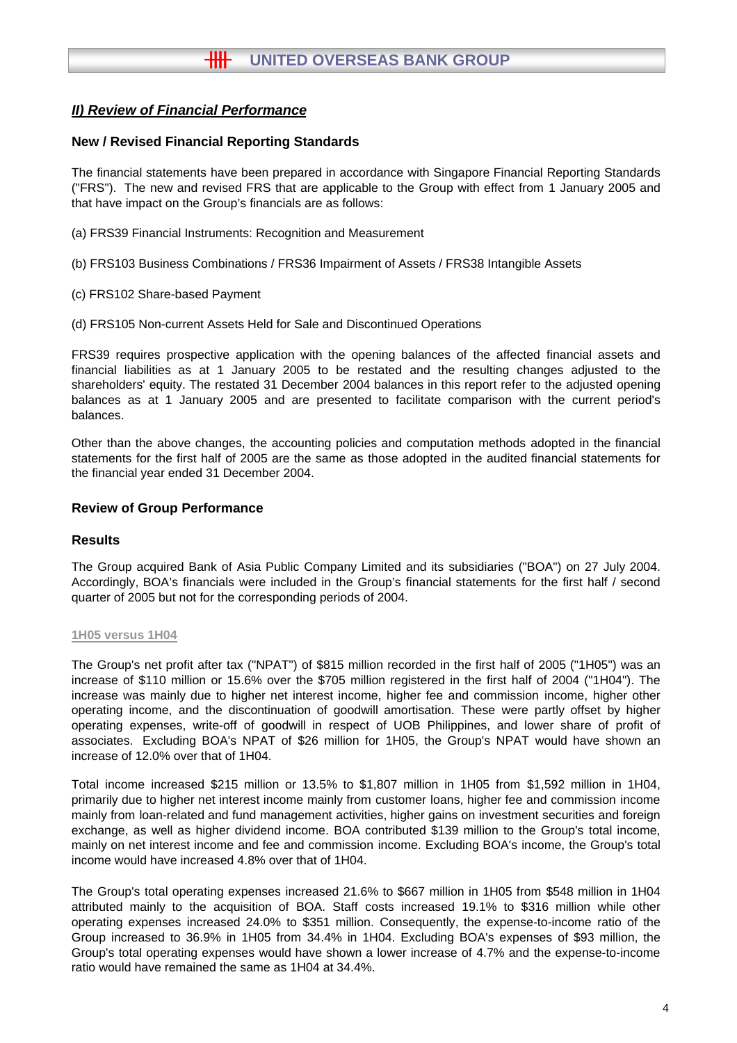## *II) Review of Financial Performance*

### New / Revised Financial Reporting Standards

The financial statements have been prepared in accordance with Singapore Financial Reporting Standards ("FRS"). The new and revised FRS that are applicable to the Group with effect from 1 January 2005 and that have impact on the Group's financials are as follows:

(a) FRS39 Financial Instruments: Recognition and Measurement

(b) FRS103 Business Combinations / FRS36 Impairment of Assets / FRS38 Intangible Assets

(c) FRS102 Share-based Payment

(d) FRS105 Non-current Assets Held for Sale and Discontinued Operations

FRS39 requires prospective application with the opening balances of the affected financial assets and financial liabilities as at 1 January 2005 to be restated and the resulting changes adjusted to the shareholders' equity. The restated 31 December 2004 balances in this report refer to the adjusted opening balances as at 1 January 2005 and are presented to facilitate comparison with the current period's balances.

Other than the above changes, the accounting policies and computation methods adopted in the financial statements for the first half of 2005 are the same as those adopted in the audited financial statements for the financial year ended 31 December 2004.

### Review of Group Performance

### Results

The Group acquired Bank of Asia Public Company Limited and its subsidiaries ("BOA") on 27 July 2004. Accordingly, BOA's financials were included in the Group's financial statements for the first half / second quarter of 2005 but not for the corresponding periods of 2004.

**1H05 versus 1H04**

The Group's net profit after tax ("NPAT") of $815 million recorded in the first half of 2005 ("1H05") was an increase of $110 million or 15.6% over the $705 million registered in the first half of 2004 ("1H04"). The increase was mainly due to higher net interest income, higher fee and commission income, higher other operating income, and the discontinuation of goodwill amortisation. These were partly offset by higher operating expenses, write-off of goodwill in respect of UOB Philippines, and lower share of profit of associates. Excluding BOA's NPAT of $26 million for 1H05, the Group's NPAT would have shown an increase of 12.0% over that of 1H04.

Total income increased $215 million or 13.5% to $1,807 million in 1H05 from $1,592 million in 1H04, primarily due to higher net interest income mainly from customer loans, higher fee and commission income mainly from loan-related and fund management activities, higher gains on investment securities and foreign exchange, as well as higher dividend income. BOA contributed $139 million to the Group's total income, mainly on net interest income and fee and commission income. Excluding BOA's income, the Group's total income would have increased 4.8% over that of 1H04.

The Group's total operating expenses increased 21.6% to $667 million in 1H05 from $548 million in 1H04 attributed mainly to the acquisition of BOA. Staff costs increased 19.1% to $316 million while other operating expenses increased 24.0% to $351 million. Consequently, the expense-to-income ratio of the Group increased to 36.9% in 1H05 from 34.4% in 1H04. Excluding BOA's expenses of $93 million, the Group's total operating expenses would have shown a lower increase of 4.7% and the expense-to-income ratio would have remained the same as 1H04 at 34.4%.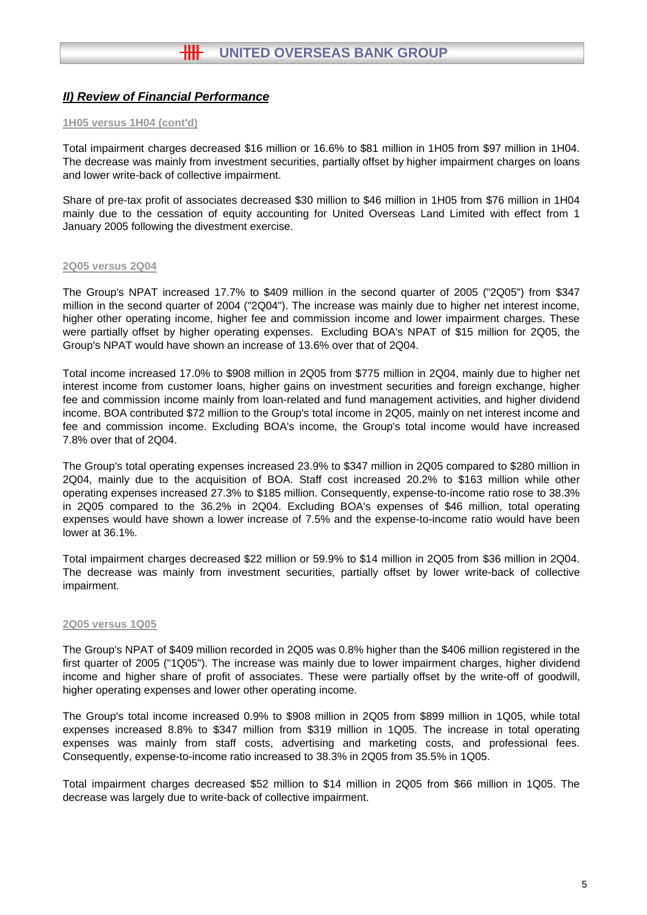## *II) Review of Financial Performance*

### 1H05 versus 1H04 (cont'd)

Total impairment charges decreased $16 million or 16.6% to $81 million in 1H05 from $97 million in 1H04. The decrease was mainly from investment securities, partially offset by higher impairment charges on loans and lower write-back of collective impairment.

Share of pre-tax profit of associates decreased $30 million to $46 million in 1H05 from $76 million in 1H04 mainly due to the cessation of equity accounting for United Overseas Land Limited with effect from 1 January 2005 following the divestment exercise.

### 2Q05 versus 2Q04

The Group's NPAT increased 17.7% to $409 million in the second quarter of 2005 ("2Q05") from $347 million in the second quarter of 2004 ("2Q04"). The increase was mainly due to higher net interest income, higher other operating income, higher fee and commission income and lower impairment charges. These were partially offset by higher operating expenses. Excluding BOA's NPAT of $15 million for 2Q05, the Group's NPAT would have shown an increase of 13.6% over that of 2Q04.

Total income increased 17.0% to $908 million in 2Q05 from $775 million in 2Q04, mainly due to higher net interest income from customer loans, higher gains on investment securities and foreign exchange, higher fee and commission income mainly from loan-related and fund management activities, and higher dividend income. BOA contributed $72 million to the Group's total income in 2Q05, mainly on net interest income and fee and commission income. Excluding BOA's income, the Group's total income would have increased 7.8% over that of 2Q04.

The Group's total operating expenses increased 23.9% to $347 million in 2Q05 compared to $280 million in 2Q04, mainly due to the acquisition of BOA. Staff cost increased 20.2% to $163 million while other operating expenses increased 27.3% to $185 million. Consequently, expense-to-income ratio rose to 38.3% in 2Q05 compared to the 36.2% in 2Q04. Excluding BOA's expenses of $46 million, total operating expenses would have shown a lower increase of 7.5% and the expense-to-income ratio would have been lower at 36.1%.

Total impairment charges decreased $22 million or 59.9% to $14 million in 2Q05 from $36 million in 2Q04. The decrease was mainly from investment securities, partially offset by lower write-back of collective impairment.

### 2Q05 versus 1Q05

The Group's NPAT of $409 million recorded in 2Q05 was 0.8% higher than the $406 million registered in the first quarter of 2005 ("1Q05"). The increase was mainly due to lower impairment charges, higher dividend income and higher share of profit of associates. These were partially offset by the write-off of goodwill, higher operating expenses and lower other operating income.

The Group's total income increased 0.9% to $908 million in 2Q05 from $899 million in 1Q05, while total expenses increased 8.8% to $347 million from $319 million in 1Q05. The increase in total operating expenses was mainly from staff costs, advertising and marketing costs, and professional fees. Consequently, expense-to-income ratio increased to 38.3% in 2Q05 from 35.5% in 1Q05.

Total impairment charges decreased $52 million to $14 million in 2Q05 from $66 million in 1Q05. The decrease was largely due to write-back of collective impairment.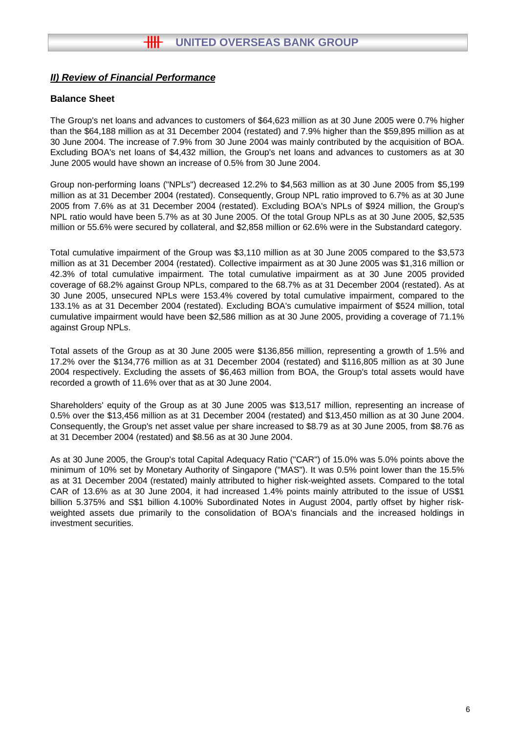## *II) Review of Financial Performance*

### Balance Sheet

The Group's net loans and advances to customers of $64,623 million as at 30 June 2005 were 0.7% higher than the $64,188 million as at 31 December 2004 (restated) and 7.9% higher than the $59,895 million as at 30 June 2004. The increase of 7.9% from 30 June 2004 was mainly contributed by the acquisition of BOA. Excluding BOA's net loans of $4,432 million, the Group's net loans and advances to customers as at 30 June 2005 would have shown an increase of 0.5% from 30 June 2004.

Group non-performing loans ("NPLs") decreased 12.2% to $4,563 million as at 30 June 2005 from $5,199 million as at 31 December 2004 (restated). Consequently, Group NPL ratio improved to 6.7% as at 30 June 2005 from 7.6% as at 31 December 2004 (restated). Excluding BOA's NPLs of $924 million, the Group's NPL ratio would have been 5.7% as at 30 June 2005. Of the total Group NPLs as at 30 June 2005, $2,535 million or 55.6% were secured by collateral, and $2,858 million or 62.6% were in the Substandard category.

Total cumulative impairment of the Group was $3,110 million as at 30 June 2005 compared to the $3,573 million as at 31 December 2004 (restated). Collective impairment as at 30 June 2005 was $1,316 million or 42.3% of total cumulative impairment. The total cumulative impairment as at 30 June 2005 provided coverage of 68.2% against Group NPLs, compared to the 68.7% as at 31 December 2004 (restated). As at 30 June 2005, unsecured NPLs were 153.4% covered by total cumulative impairment, compared to the 133.1% as at 31 December 2004 (restated). Excluding BOA's cumulative impairment of $524 million, total cumulative impairment would have been $2,586 million as at 30 June 2005, providing a coverage of 71.1% against Group NPLs.

Total assets of the Group as at 30 June 2005 were $136,856 million, representing a growth of 1.5% and 17.2% over the $134,776 million as at 31 December 2004 (restated) and $116,805 million as at 30 June 2004 respectively. Excluding the assets of $6,463 million from BOA, the Group's total assets would have recorded a growth of 11.6% over that as at 30 June 2004.

Shareholders' equity of the Group as at 30 June 2005 was $13,517 million, representing an increase of 0.5% over the $13,456 million as at 31 December 2004 (restated) and $13,450 million as at 30 June 2004. Consequently, the Group's net asset value per share increased to $8.79 as at 30 June 2005, from $8.76 as at 31 December 2004 (restated) and $8.56 as at 30 June 2004.

As at 30 June 2005, the Group's total Capital Adequacy Ratio ("CAR") of 15.0% was 5.0% points above the minimum of 10% set by Monetary Authority of Singapore ("MAS"). It was 0.5% point lower than the 15.5% as at 31 December 2004 (restated) mainly attributed to higher risk-weighted assets. Compared to the total CAR of 13.6% as at 30 June 2004, it had increased 1.4% points mainly attributed to the issue of US$1 billion 5.375% and S$1 billion 4.100% Subordinated Notes in August 2004, partly offset by higher risk-weighted assets due primarily to the consolidation of BOA's financials and the increased holdings in investment securities.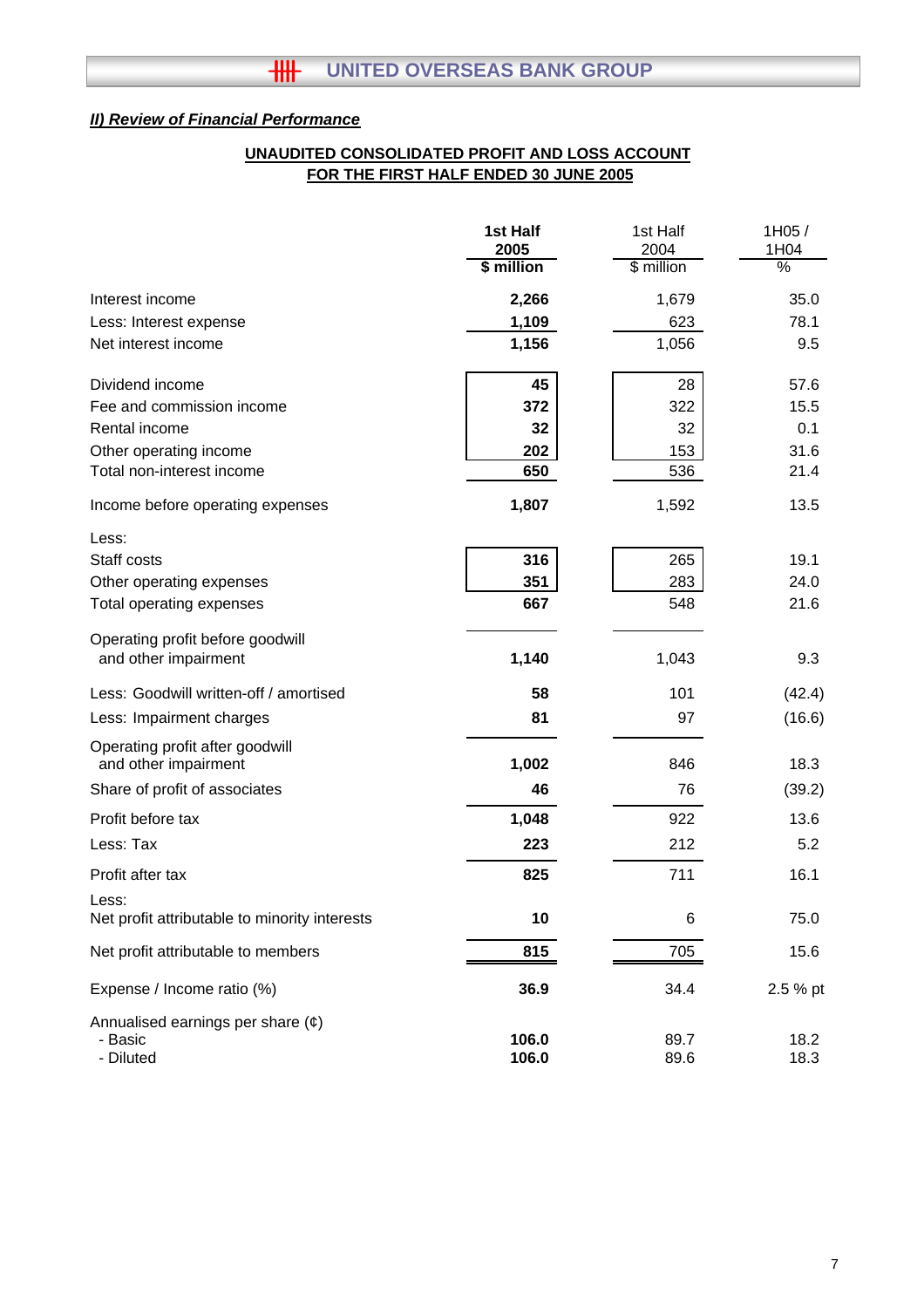## *II) Review of Financial Performance*

**UNAUDITED CONSOLIDATED PROFIT AND LOSS ACCOUNT**
**FOR THE FIRST HALF ENDED 30 JUNE 2005**

| | 1st Half 2005 $ million | 1st Half 2004 $ million | 1H05 / 1H04 % |
|---|---|---|---|
| Interest income | **2,266** | 1,679 | 35.0 |
| Less: Interest expense | **1,109** | 623 | 78.1 |
| Net interest income | **1,156** | 1,056 | 9.5 |
| | | | |
| Dividend income | **45** | 28 | 57.6 |
| Fee and commission income | **372** | 322 | 15.5 |
| Rental income | **32** | 32 | 0.1 |
| Other operating income | **202** | 153 | 31.6 |
| Total non-interest income | **650** | 536 | 21.4 |
| | | | |
| Income before operating expenses | **1,807** | 1,592 | 13.5 |
| | | | |
| Less: | | | |
| Staff costs | **316** | 265 | 19.1 |
| Other operating expenses | **351** | 283 | 24.0 |
| Total operating expenses | **667** | 548 | 21.6 |
| | | | |
| Operating profit before goodwill and other impairment | **1,140** | 1,043 | 9.3 |
| Less: Goodwill written-off / amortised | **58** | 101 | (42.4) |
| Less: Impairment charges | **81** | 97 | (16.6) |
| Operating profit after goodwill and other impairment | **1,002** | 846 | 18.3 |
| Share of profit of associates | **46** | 76 | (39.2) |
| Profit before tax | **1,048** | 922 | 13.6 |
| Less: Tax | **223** | 212 | 5.2 |
| Profit after tax | **825** | 711 | 16.1 |
| Less: Net profit attributable to minority interests | **10** | 6 | 75.0 |
| Net profit attributable to members | **815** | 705 | 15.6 |
| | | | |
| Expense / Income ratio (%) | **36.9** | 34.4 | 2.5 % pt |
| | | | |
| Annualised earnings per share (¢) | | | |
| - Basic | **106.0** | 89.7 | 18.2 |
| - Diluted | **106.0** | 89.6 | 18.3 |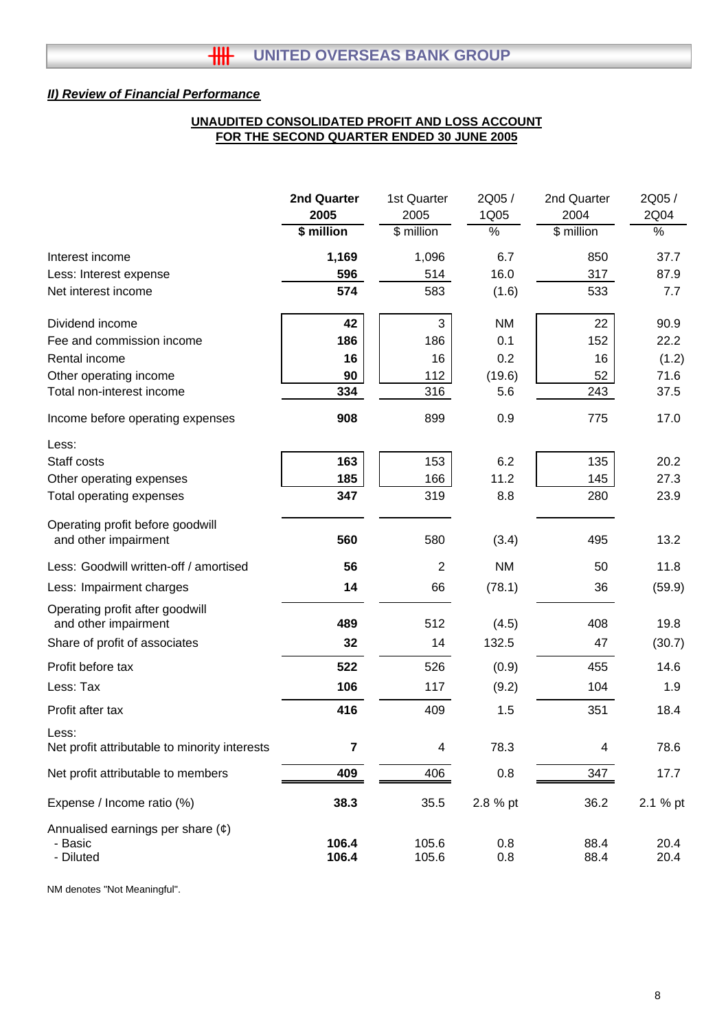## *II) Review of Financial Performance*

**UNAUDITED CONSOLIDATED PROFIT AND LOSS ACCOUNT**
**FOR THE SECOND QUARTER ENDED 30 JUNE 2005**

| | 2nd Quarter 2005 $ million | 1st Quarter 2005 $ million | 2Q05 / 1Q05 % | 2nd Quarter 2004 $ million | 2Q05 / 2Q04 % |
|---|---|---|---|---|---|
| Interest income | **1,169** | 1,096 | 6.7 | 850 | 37.7 |
| Less: Interest expense | **596** | 514 | 16.0 | 317 | 87.9 |
| Net interest income | **574** | 583 | (1.6) | 533 | 7.7 |
| Dividend income | **42** | 3 | NM | 22 | 90.9 |
| Fee and commission income | **186** | 186 | 0.1 | 152 | 22.2 |
| Rental income | **16** | 16 | 0.2 | 16 | (1.2) |
| Other operating income | **90** | 112 | (19.6) | 52 | 71.6 |
| Total non-interest income | **334** | 316 | 5.6 | 243 | 37.5 |
| Income before operating expenses | **908** | 899 | 0.9 | 775 | 17.0 |
| Less: | | | | | |
| Staff costs | **163** | 153 | 6.2 | 135 | 20.2 |
| Other operating expenses | **185** | 166 | 11.2 | 145 | 27.3 |
| Total operating expenses | **347** | 319 | 8.8 | 280 | 23.9 |
| Operating profit before goodwill and other impairment | **560** | 580 | (3.4) | 495 | 13.2 |
| Less: Goodwill written-off / amortised | **56** | 2 | NM | 50 | 11.8 |
| Less: Impairment charges | **14** | 66 | (78.1) | 36 | (59.9) |
| Operating profit after goodwill and other impairment | **489** | 512 | (4.5) | 408 | 19.8 |
| Share of profit of associates | **32** | 14 | 132.5 | 47 | (30.7) |
| Profit before tax | **522** | 526 | (0.9) | 455 | 14.6 |
| Less: Tax | **106** | 117 | (9.2) | 104 | 1.9 |
| Profit after tax | **416** | 409 | 1.5 | 351 | 18.4 |
| Less: Net profit attributable to minority interests | **7** | 4 | 78.3 | 4 | 78.6 |
| Net profit attributable to members | **409** | 406 | 0.8 | 347 | 17.7 |
| Expense / Income ratio (%) | **38.3** | 35.5 | 2.8 % pt | 36.2 | 2.1 % pt |
| Annualised earnings per share (¢) | | | | | |
| - Basic | **106.4** | 105.6 | 0.8 | 88.4 | 20.4 |
| - Diluted | **106.4** | 105.6 | 0.8 | 88.4 | 20.4 |

NM denotes "Not Meaningful".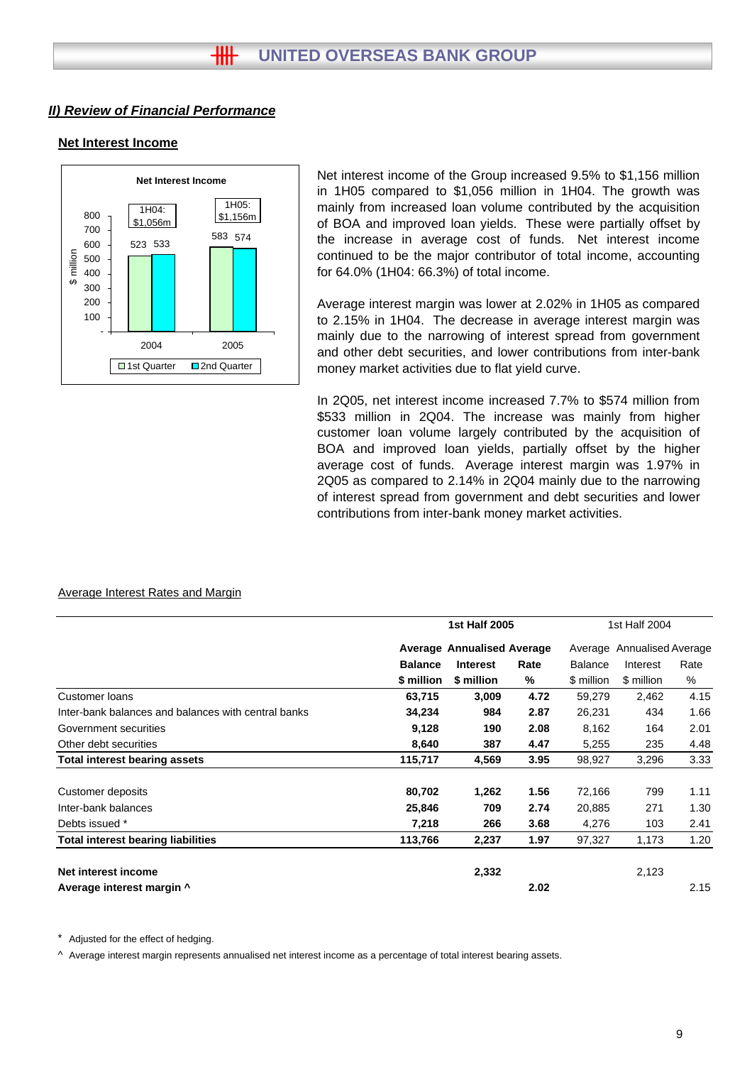## *II) Review of Financial Performance*

### Net Interest Income

Net interest income of the Group increased 9.5% to $1,156 million in 1H05 compared to $1,056 million in 1H04. The growth was mainly from increased loan volume contributed by the acquisition of BOA and improved loan yields. These were partially offset by the increase in average cost of funds. Net interest income continued to be the major contributor of total income, accounting for 64.0% (1H04: 66.3%) of total income.

Average interest margin was lower at 2.02% in 1H05 as compared to 2.15% in 1H04. The decrease in average interest margin was mainly due to the narrowing of interest spread from government and other debt securities, and lower contributions from inter-bank money market activities due to flat yield curve.

In 2Q05, net interest income increased 7.7% to $574 million from $533 million in 2Q04. The increase was mainly from higher customer loan volume largely contributed by the acquisition of BOA and improved loan yields, partially offset by the higher average cost of funds. Average interest margin was 1.97% in 2Q05 as compared to 2.14% in 2Q04 mainly due to the narrowing of interest spread from government and debt securities and lower contributions from inter-bank money market activities.

Average Interest Rates and Margin

| | **1st Half 2005** | | | 1st Half 2004 | | |
|---|---|---|---|---|---|---|
| | **Average Balance $ million** | **Annualised Interest $ million** | **Average Rate %** | Average Balance $ million | Annualised Interest $ million | Average Rate % |
| Customer loans | **63,715** | **3,009** | **4.72** | 59,279 | 2,462 | 4.15 |
| Inter-bank balances and balances with central banks | **34,234** | **984** | **2.87** | 26,231 | 434 | 1.66 |
| Government securities | **9,128** | **190** | **2.08** | 8,162 | 164 | 2.01 |
| Other debt securities | **8,640** | **387** | **4.47** | 5,255 | 235 | 4.48 |
| **Total interest bearing assets** | **115,717** | **4,569** | **3.95** | 98,927 | 3,296 | 3.33 |
| | | | | | | |
| Customer deposits | **80,702** | **1,262** | **1.56** | 72,166 | 799 | 1.11 |
| Inter-bank balances | **25,846** | **709** | **2.74** | 20,885 | 271 | 1.30 |
| Debts issued * | **7,218** | **266** | **3.68** | 4,276 | 103 | 2.41 |
| **Total interest bearing liabilities** | **113,766** | **2,237** | **1.97** | 97,327 | 1,173 | 1.20 |
| | | | | | | |
| **Net interest income** | | **2,332** | | | 2,123 | |
| **Average interest margin ^** | | | **2.02** | | | 2.15 |

\* Adjusted for the effect of hedging.

^ Average interest margin represents annualised net interest income as a percentage of total interest bearing assets.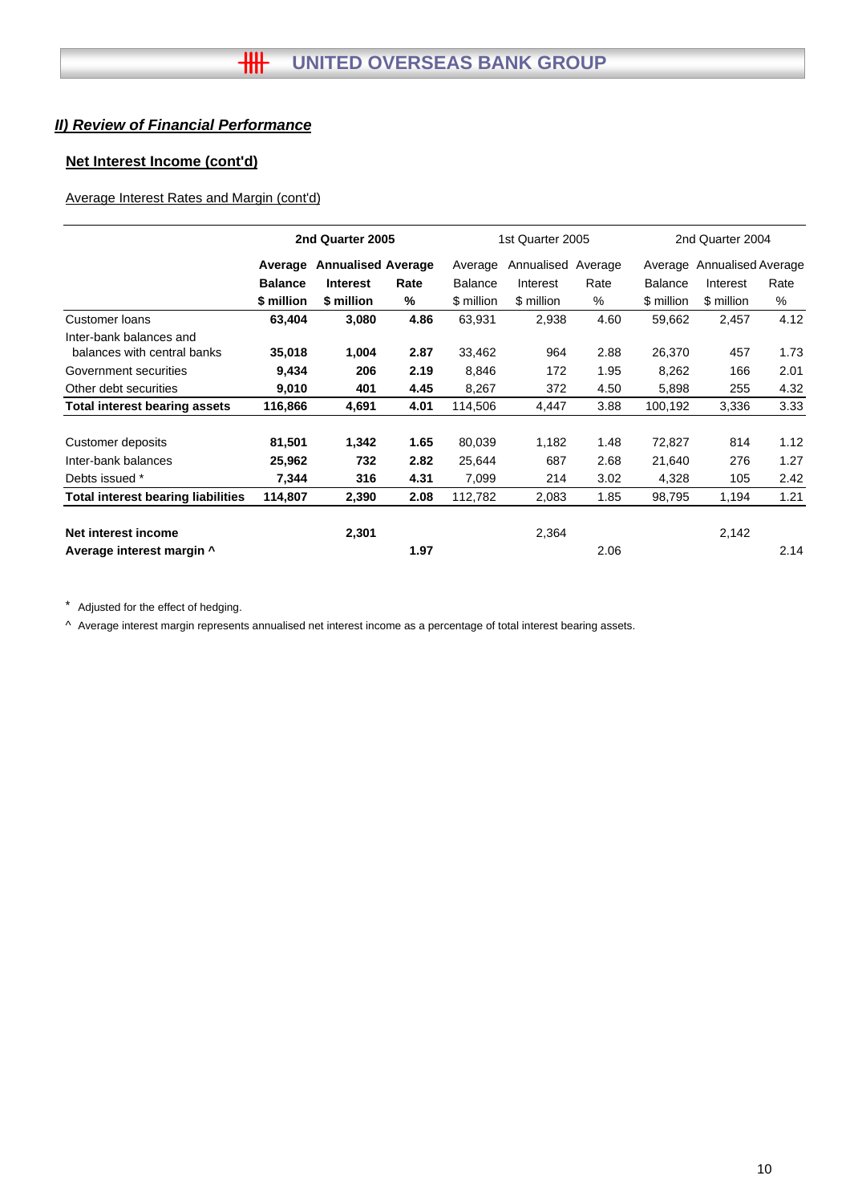## *II) Review of Financial Performance*

### Net Interest Income (cont'd)

Average Interest Rates and Margin (cont'd)

| | 2nd Quarter 2005 | | | 1st Quarter 2005 | | | 2nd Quarter 2004 | | |
|---|---|---|---|---|---|---|---|---|---|
| | **Average Balance $ million** | **Annualised Interest $ million** | **Average Rate %** | Average Balance $ million | Annualised Interest $ million | Average Rate % | Average Balance $ million | Annualised Interest $ million | Average Rate % |
| Customer loans | **63,404** | **3,080** | **4.86** | 63,931 | 2,938 | 4.60 | 59,662 | 2,457 | 4.12 |
| Inter-bank balances and balances with central banks | **35,018** | **1,004** | **2.87** | 33,462 | 964 | 2.88 | 26,370 | 457 | 1.73 |
| Government securities | **9,434** | **206** | **2.19** | 8,846 | 172 | 1.95 | 8,262 | 166 | 2.01 |
| Other debt securities | **9,010** | **401** | **4.45** | 8,267 | 372 | 4.50 | 5,898 | 255 | 4.32 |
| **Total interest bearing assets** | **116,866** | **4,691** | **4.01** | 114,506 | 4,447 | 3.88 | 100,192 | 3,336 | 3.33 |
| | | | | | | | | | |
| Customer deposits | **81,501** | **1,342** | **1.65** | 80,039 | 1,182 | 1.48 | 72,827 | 814 | 1.12 |
| Inter-bank balances | **25,962** | **732** | **2.82** | 25,644 | 687 | 2.68 | 21,640 | 276 | 1.27 |
| Debts issued * | **7,344** | **316** | **4.31** | 7,099 | 214 | 3.02 | 4,328 | 105 | 2.42 |
| **Total interest bearing liabilities** | **114,807** | **2,390** | **2.08** | 112,782 | 2,083 | 1.85 | 98,795 | 1,194 | 1.21 |
| | | | | | | | | | |
| **Net interest income** | | **2,301** | | | 2,364 | | | 2,142 | |
| **Average interest margin ^** | | | **1.97** | | | 2.06 | | | 2.14 |

\* Adjusted for the effect of hedging.

^ Average interest margin represents annualised net interest income as a percentage of total interest bearing assets.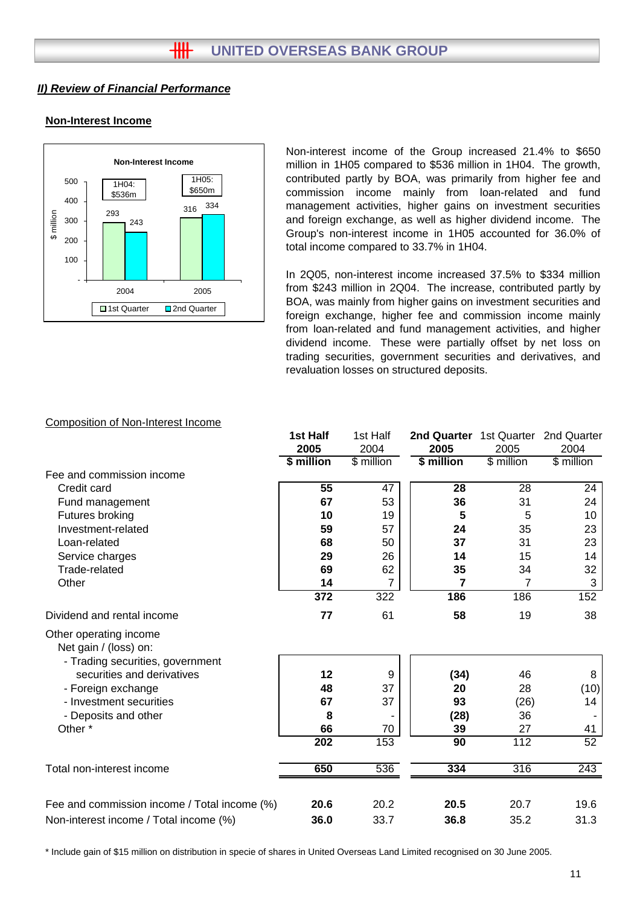## II) Review of Financial Performance

### Non-Interest Income

Non-Interest Income

| | 1st Quarter | 2nd Quarter |
|---|---|---|
| 2004 (1H04: $536m) | 293 | 243 |
| 2005 (1H05: $650m) | 316 | 334 |

Non-interest income of the Group increased 21.4% to $650 million in 1H05 compared to $536 million in 1H04. The growth, contributed partly by BOA, was primarily from higher fee and commission income mainly from loan-related and fund management activities, higher gains on investment securities and foreign exchange, as well as higher dividend income. The Group's non-interest income in 1H05 accounted for 36.0% of total income compared to 33.7% in 1H04.

In 2Q05, non-interest income increased 37.5% to $334 million from $243 million in 2Q04. The increase, contributed partly by BOA, was mainly from higher gains on investment securities and foreign exchange, higher fee and commission income mainly from loan-related and fund management activities, and higher dividend income. These were partially offset by net loss on trading securities, government securities and derivatives, and revaluation losses on structured deposits.

Composition of Non-Interest Income

| | **1st Half 2005** | 1st Half 2004 | **2nd Quarter 2005** | 1st Quarter 2005 | 2nd Quarter 2004 |
|---|---|---|---|---|---|
| | **$ million** | $ million | **$ million** | $ million | $ million |
| Fee and commission income | | | | | |
| Credit card | **55** | 47 | **28** | 28 | 24 |
| Fund management | **67** | 53 | **36** | 31 | 24 |
| Futures broking | **10** | 19 | **5** | 5 | 10 |
| Investment-related | **59** | 57 | **24** | 35 | 23 |
| Loan-related | **68** | 50 | **37** | 31 | 23 |
| Service charges | **29** | 26 | **14** | 15 | 14 |
| Trade-related | **69** | 62 | **35** | 34 | 32 |
| Other | **14** | 7 | **7** | 7 | 3 |
| | **372** | 322 | **186** | 186 | 152 |
| Dividend and rental income | **77** | 61 | **58** | 19 | 38 |
| Other operating income | | | | | |
| Net gain / (loss) on: | | | | | |
| - Trading securities, government securities and derivatives | **12** | 9 | **(34)** | 46 | 8 |
| - Foreign exchange | **48** | 37 | **20** | 28 | (10) |
| - Investment securities | **67** | 37 | **93** | (26) | 14 |
| - Deposits and other | **8** | - | **(28)** | 36 | - |
| Other * | **66** | 70 | **39** | 27 | 41 |
| | **202** | 153 | **90** | 112 | 52 |
| Total non-interest income | **650** | 536 | **334** | 316 | 243 |
| Fee and commission income / Total income (%) | **20.6** | 20.2 | **20.5** | 20.7 | 19.6 |
| Non-interest income / Total income (%) | **36.0** | 33.7 | **36.8** | 35.2 | 31.3 |

\* Include gain of $15 million on distribution in specie of shares in United Overseas Land Limited recognised on 30 June 2005.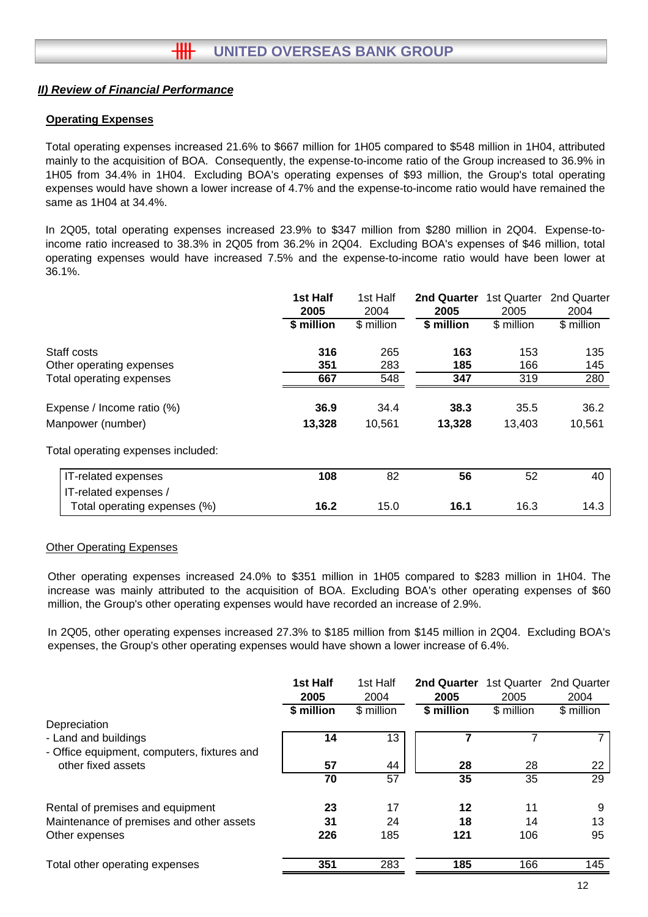## II) Review of Financial Performance

### Operating Expenses

Total operating expenses increased 21.6% to $667 million for 1H05 compared to $548 million in 1H04, attributed mainly to the acquisition of BOA. Consequently, the expense-to-income ratio of the Group increased to 36.9% in 1H05 from 34.4% in 1H04. Excluding BOA's operating expenses of $93 million, the Group's total operating expenses would have shown a lower increase of 4.7% and the expense-to-income ratio would have remained the same as 1H04 at 34.4%.

In 2Q05, total operating expenses increased 23.9% to $347 million from $280 million in 2Q04. Expense-to-income ratio increased to 38.3% in 2Q05 from 36.2% in 2Q04. Excluding BOA's expenses of $46 million, total operating expenses would have increased 7.5% and the expense-to-income ratio would have been lower at 36.1%.

| | **1st Half 2005** | 1st Half 2004 | **2nd Quarter 2005** | 1st Quarter 2005 | 2nd Quarter 2004 |
|---|---|---|---|---|---|
| | **$ million** | $ million | **$ million** | $ million | $ million |
| Staff costs | **316** | 265 | **163** | 153 | 135 |
| Other operating expenses | **351** | 283 | **185** | 166 | 145 |
| Total operating expenses | **667** | 548 | **347** | 319 | 280 |
| Expense / Income ratio (%) | **36.9** | 34.4 | **38.3** | 35.5 | 36.2 |
| Manpower (number) | **13,328** | 10,561 | **13,328** | 13,403 | 10,561 |
| Total operating expenses included: | | | | | |
| IT-related expenses | **108** | 82 | **56** | 52 | 40 |
| IT-related expenses / Total operating expenses (%) | **16.2** | 15.0 | **16.1** | 16.3 | 14.3 |

#### Other Operating Expenses

Other operating expenses increased 24.0% to $351 million in 1H05 compared to $283 million in 1H04. The increase was mainly attributed to the acquisition of BOA. Excluding BOA's other operating expenses of $60 million, the Group's other operating expenses would have recorded an increase of 2.9%.

In 2Q05, other operating expenses increased 27.3% to $185 million from $145 million in 2Q04. Excluding BOA's expenses, the Group's other operating expenses would have shown a lower increase of 6.4%.

| | **1st Half 2005** | 1st Half 2004 | **2nd Quarter 2005** | 1st Quarter 2005 | 2nd Quarter 2004 |
|---|---|---|---|---|---|
| | **$ million** | $ million | **$ million** | $ million | $ million |
| Depreciation | | | | | |
| - Land and buildings | **14** | 13 | **7** | 7 | 7 |
| - Office equipment, computers, fixtures and other fixed assets | **57** | 44 | **28** | 28 | 22 |
| | **70** | 57 | **35** | 35 | 29 |
| Rental of premises and equipment | **23** | 17 | **12** | 11 | 9 |
| Maintenance of premises and other assets | **31** | 24 | **18** | 14 | 13 |
| Other expenses | **226** | 185 | **121** | 106 | 95 |
| Total other operating expenses | **351** | 283 | **185** | 166 | 145 |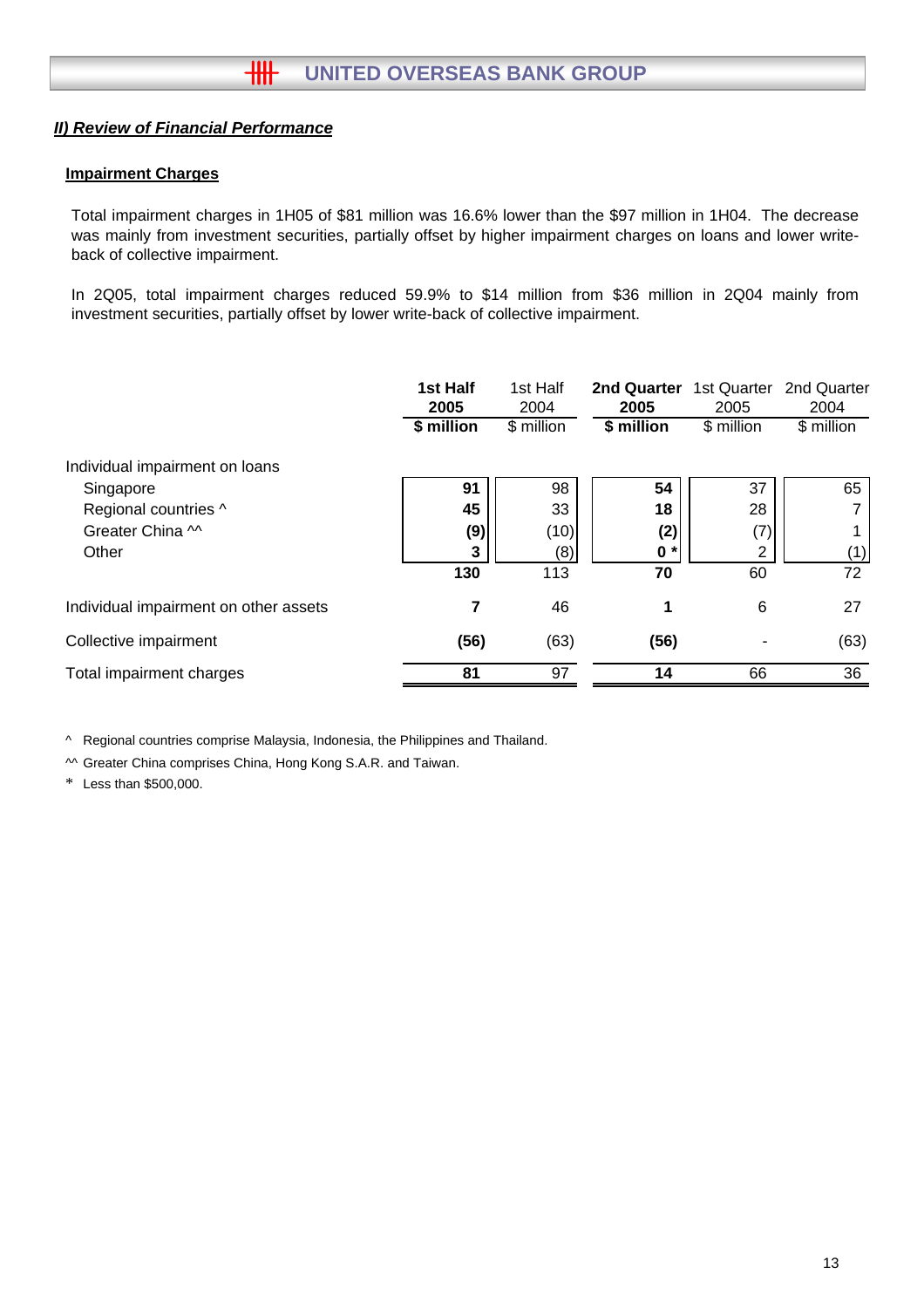## II) Review of Financial Performance

### Impairment Charges

Total impairment charges in 1H05 of $81 million was 16.6% lower than the $97 million in 1H04. The decrease was mainly from investment securities, partially offset by higher impairment charges on loans and lower write-back of collective impairment.

In 2Q05, total impairment charges reduced 59.9% to $14 million from $36 million in 2Q04 mainly from investment securities, partially offset by lower write-back of collective impairment.

| | **1st Half 2005** | 1st Half 2004 | **2nd Quarter 2005** | 1st Quarter 2005 | 2nd Quarter 2004 |
|---|---|---|---|---|---|
| | **$ million** | $ million | **$ million** | $ million | $ million |
| Individual impairment on loans | | | | | |
| Singapore | **91** | 98 | **54** | 37 | 65 |
| Regional countries ^ | **45** | 33 | **18** | 28 | 7 |
| Greater China ^^ | **(9)** | (10) | **(2)** | (7) | 1 |
| Other | **3** | (8) | **0 *** | 2 | (1) |
| | **130** | 113 | **70** | 60 | 72 |
| Individual impairment on other assets | **7** | 46 | **1** | 6 | 27 |
| Collective impairment | **(56)** | (63) | **(56)** | - | (63) |
| Total impairment charges | **81** | 97 | **14** | 66 | 36 |

^ Regional countries comprise Malaysia, Indonesia, the Philippines and Thailand.

^^ Greater China comprises China, Hong Kong S.A.R. and Taiwan.

* Less than $500,000.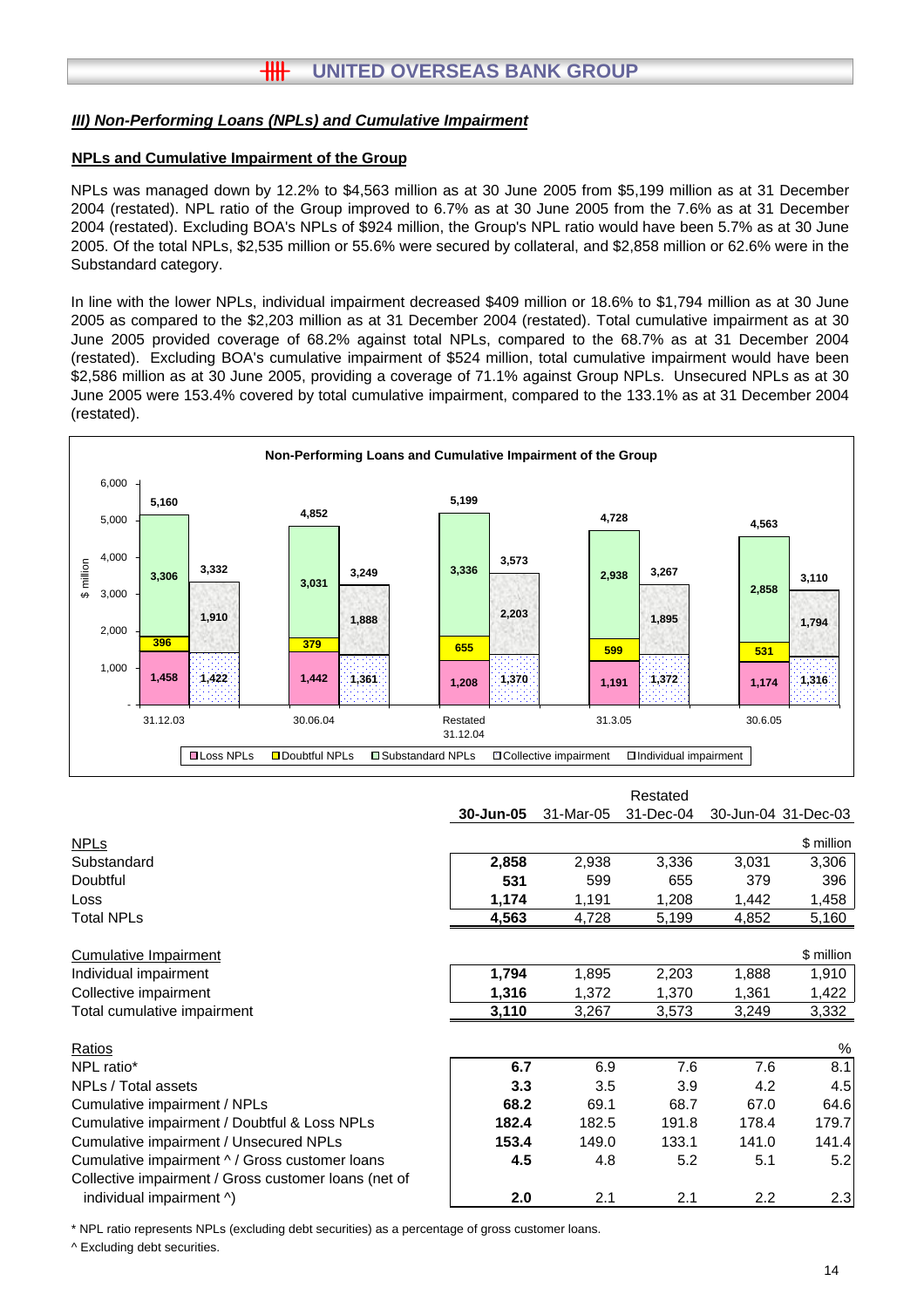## III) Non-Performing Loans (NPLs) and Cumulative Impairment

### NPLs and Cumulative Impairment of the Group

NPLs was managed down by 12.2% to $4,563 million as at 30 June 2005 from $5,199 million as at 31 December 2004 (restated). NPL ratio of the Group improved to 6.7% as at 30 June 2005 from the 7.6% as at 31 December 2004 (restated). Excluding BOA's NPLs of $924 million, the Group's NPL ratio would have been 5.7% as at 30 June 2005. Of the total NPLs, $2,535 million or 55.6% were secured by collateral, and $2,858 million or 62.6% were in the Substandard category.

In line with the lower NPLs, individual impairment decreased $409 million or 18.6% to $1,794 million as at 30 June 2005 as compared to the $2,203 million as at 31 December 2004 (restated). Total cumulative impairment as at 30 June 2005 provided coverage of 68.2% against total NPLs, compared to the 68.7% as at 31 December 2004 (restated). Excluding BOA's cumulative impairment of $524 million, total cumulative impairment would have been $2,586 million as at 30 June 2005, providing a coverage of 71.1% against Group NPLs. Unsecured NPLs as at 30 June 2005 were 153.4% covered by total cumulative impairment, compared to the 133.1% as at 31 December 2004 (restated).

**Non-Performing Loans and Cumulative Impairment of the Group**

| $ million | 31.12.03 | 30.06.04 | Restated 31.12.04 | 31.3.05 | 30.6.05 |
|---|---|---|---|---|---|
| Loss NPLs | 1,458 | 1,442 | 1,208 | 1,191 | 1,174 |
| Doubtful NPLs | 396 | 379 | 655 | 599 | 531 |
| Substandard NPLs | 3,306 | 3,031 | 3,336 | 2,938 | 2,858 |
| Total NPLs | 5,160 | 4,852 | 5,199 | 4,728 | 4,563 |
| Collective impairment | 1,422 | 1,361 | 1,370 | 1,372 | 1,316 |
| Individual impairment | 1,910 | 1,888 | 2,203 | 1,895 | 1,794 |
| Total cumulative impairment | 3,332 | 3,249 | 3,573 | 3,267 | 3,110 |

| | 30-Jun-05 | 31-Mar-05 | Restated 31-Dec-04 | 30-Jun-04 | 31-Dec-03 |
|---|---|---|---|---|---|
| NPLs | | | | | $ million |
| Substandard | **2,858** | 2,938 | 3,336 | 3,031 | 3,306 |
| Doubtful | **531** | 599 | 655 | 379 | 396 |
| Loss | **1,174** | 1,191 | 1,208 | 1,442 | 1,458 |
| Total NPLs | **4,563** | 4,728 | 5,199 | 4,852 | 5,160 |
| Cumulative Impairment | | | | | $ million |
| Individual impairment | **1,794** | 1,895 | 2,203 | 1,888 | 1,910 |
| Collective impairment | **1,316** | 1,372 | 1,370 | 1,361 | 1,422 |
| Total cumulative impairment | **3,110** | 3,267 | 3,573 | 3,249 | 3,332 |
| Ratios | | | | | % |
| NPL ratio* | **6.7** | 6.9 | 7.6 | 7.6 | 8.1 |
| NPLs / Total assets | **3.3** | 3.5 | 3.9 | 4.2 | 4.5 |
| Cumulative impairment / NPLs | **68.2** | 69.1 | 68.7 | 67.0 | 64.6 |
| Cumulative impairment / Doubtful & Loss NPLs | **182.4** | 182.5 | 191.8 | 178.4 | 179.7 |
| Cumulative impairment / Unsecured NPLs | **153.4** | 149.0 | 133.1 | 141.0 | 141.4 |
| Cumulative impairment ^ / Gross customer loans | **4.5** | 4.8 | 5.2 | 5.1 | 5.2 |
| Collective impairment / Gross customer loans (net of individual impairment ^) | **2.0** | 2.1 | 2.1 | 2.2 | 2.3 |

\* NPL ratio represents NPLs (excluding debt securities) as a percentage of gross customer loans.

^ Excluding debt securities.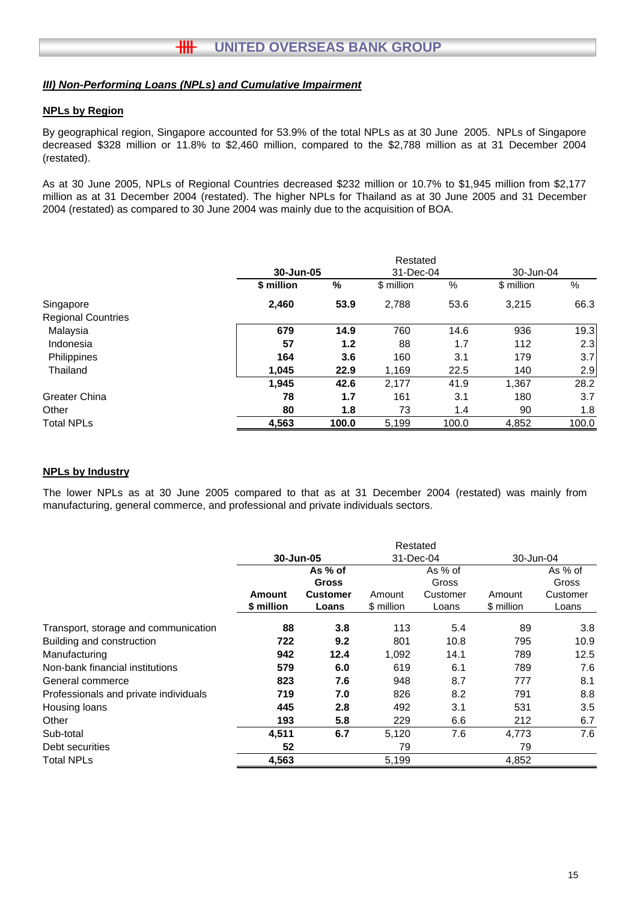### ***III) Non-Performing Loans (NPLs) and Cumulative Impairment***

**NPLs by Region**

By geographical region, Singapore accounted for 53.9% of the total NPLs as at 30 June 2005. NPLs of Singapore decreased $328 million or 11.8% to $2,460 million, compared to the $2,788 million as at 31 December 2004 (restated).

As at 30 June 2005, NPLs of Regional Countries decreased $232 million or 10.7% to $1,945 million from $2,177 million as at 31 December 2004 (restated). The higher NPLs for Thailand as at 30 June 2005 and 31 December 2004 (restated) as compared to 30 June 2004 was mainly due to the acquisition of BOA.

| | **30-Jun-05** | | Restated 31-Dec-04 | | 30-Jun-04 | |
|---|---|---|---|---|---|---|
| | **$ million** | **%** | $ million | % | $ million | % |
| Singapore | **2,460** | **53.9** | 2,788 | 53.6 | 3,215 | 66.3 |
| Regional Countries | | | | | | |
| Malaysia | **679** | **14.9** | 760 | 14.6 | 936 | 19.3 |
| Indonesia | **57** | **1.2** | 88 | 1.7 | 112 | 2.3 |
| Philippines | **164** | **3.6** | 160 | 3.1 | 179 | 3.7 |
| Thailand | **1,045** | **22.9** | 1,169 | 22.5 | 140 | 2.9 |
| | **1,945** | **42.6** | 2,177 | 41.9 | 1,367 | 28.2 |
| Greater China | **78** | **1.7** | 161 | 3.1 | 180 | 3.7 |
| Other | **80** | **1.8** | 73 | 1.4 | 90 | 1.8 |
| Total NPLs | **4,563** | **100.0** | 5,199 | 100.0 | 4,852 | 100.0 |

**NPLs by Industry**

The lower NPLs as at 30 June 2005 compared to that as at 31 December 2004 (restated) was mainly from manufacturing, general commerce, and professional and private individuals sectors.

| | **30-Jun-05** | | Restated 31-Dec-04 | | 30-Jun-04 | |
|---|---|---|---|---|---|---|
| | **Amount $ million** | **As % of Gross Customer Loans** | Amount $ million | As % of Gross Customer Loans | Amount $ million | As % of Gross Customer Loans |
| Transport, storage and communication | **88** | **3.8** | 113 | 5.4 | 89 | 3.8 |
| Building and construction | **722** | **9.2** | 801 | 10.8 | 795 | 10.9 |
| Manufacturing | **942** | **12.4** | 1,092 | 14.1 | 789 | 12.5 |
| Non-bank financial institutions | **579** | **6.0** | 619 | 6.1 | 789 | 7.6 |
| General commerce | **823** | **7.6** | 948 | 8.7 | 777 | 8.1 |
| Professionals and private individuals | **719** | **7.0** | 826 | 8.2 | 791 | 8.8 |
| Housing loans | **445** | **2.8** | 492 | 3.1 | 531 | 3.5 |
| Other | **193** | **5.8** | 229 | 6.6 | 212 | 6.7 |
| Sub-total | **4,511** | **6.7** | 5,120 | 7.6 | 4,773 | 7.6 |
| Debt securities | **52** | | 79 | | 79 | |
| Total NPLs | **4,563** | | 5,199 | | 4,852 | |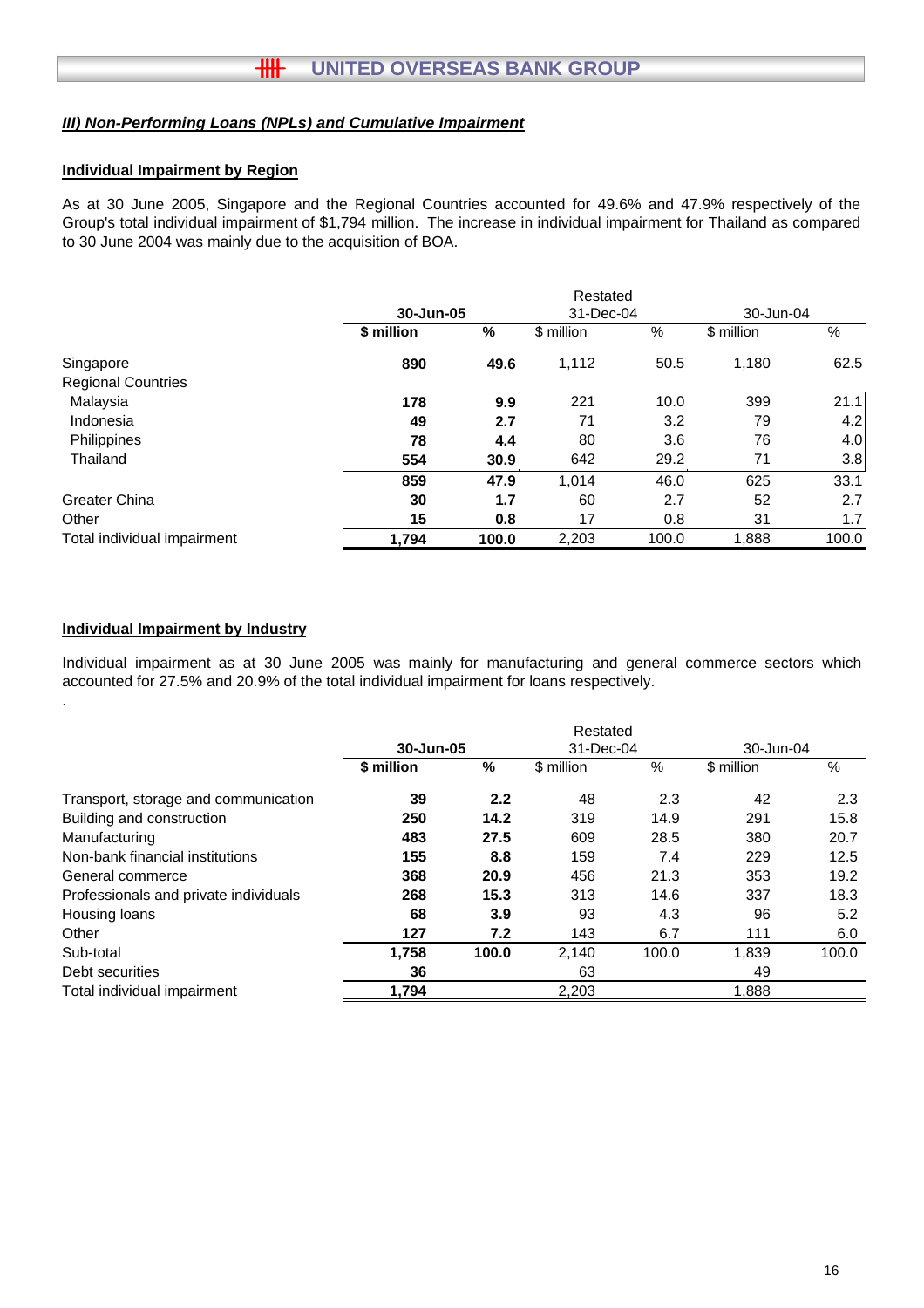### *III) Non-Performing Loans (NPLs) and Cumulative Impairment*

**Individual Impairment by Region**

As at 30 June 2005, Singapore and the Regional Countries accounted for 49.6% and 47.9% respectively of the Group's total individual impairment of $1,794 million. The increase in individual impairment for Thailand as compared to 30 June 2004 was mainly due to the acquisition of BOA.

| | **30-Jun-05** | | Restated 31-Dec-04 | | 30-Jun-04 | |
|---|---|---|---|---|---|---|
| | **$ million** | **%** | $ million | % | $ million | % |
| Singapore | **890** | **49.6** | 1,112 | 50.5 | 1,180 | 62.5 |
| Regional Countries | | | | | | |
| Malaysia | **178** | **9.9** | 221 | 10.0 | 399 | 21.1 |
| Indonesia | **49** | **2.7** | 71 | 3.2 | 79 | 4.2 |
| Philippines | **78** | **4.4** | 80 | 3.6 | 76 | 4.0 |
| Thailand | **554** | **30.9** | 642 | 29.2 | 71 | 3.8 |
| | **859** | **47.9** | 1,014 | 46.0 | 625 | 33.1 |
| Greater China | **30** | **1.7** | 60 | 2.7 | 52 | 2.7 |
| Other | **15** | **0.8** | 17 | 0.8 | 31 | 1.7 |
| Total individual impairment | **1,794** | **100.0** | 2,203 | 100.0 | 1,888 | 100.0 |

**Individual Impairment by Industry**

Individual impairment as at 30 June 2005 was mainly for manufacturing and general commerce sectors which accounted for 27.5% and 20.9% of the total individual impairment for loans respectively.

| | **30-Jun-05** | | Restated 31-Dec-04 | | 30-Jun-04 | |
|---|---|---|---|---|---|---|
| | **$ million** | **%** | $ million | % | $ million | % |
| Transport, storage and communication | **39** | **2.2** | 48 | 2.3 | 42 | 2.3 |
| Building and construction | **250** | **14.2** | 319 | 14.9 | 291 | 15.8 |
| Manufacturing | **483** | **27.5** | 609 | 28.5 | 380 | 20.7 |
| Non-bank financial institutions | **155** | **8.8** | 159 | 7.4 | 229 | 12.5 |
| General commerce | **368** | **20.9** | 456 | 21.3 | 353 | 19.2 |
| Professionals and private individuals | **268** | **15.3** | 313 | 14.6 | 337 | 18.3 |
| Housing loans | **68** | **3.9** | 93 | 4.3 | 96 | 5.2 |
| Other | **127** | **7.2** | 143 | 6.7 | 111 | 6.0 |
| Sub-total | **1,758** | **100.0** | 2,140 | 100.0 | 1,839 | 100.0 |
| Debt securities | **36** | | 63 | | 49 | |
| Total individual impairment | **1,794** | | 2,203 | | 1,888 | |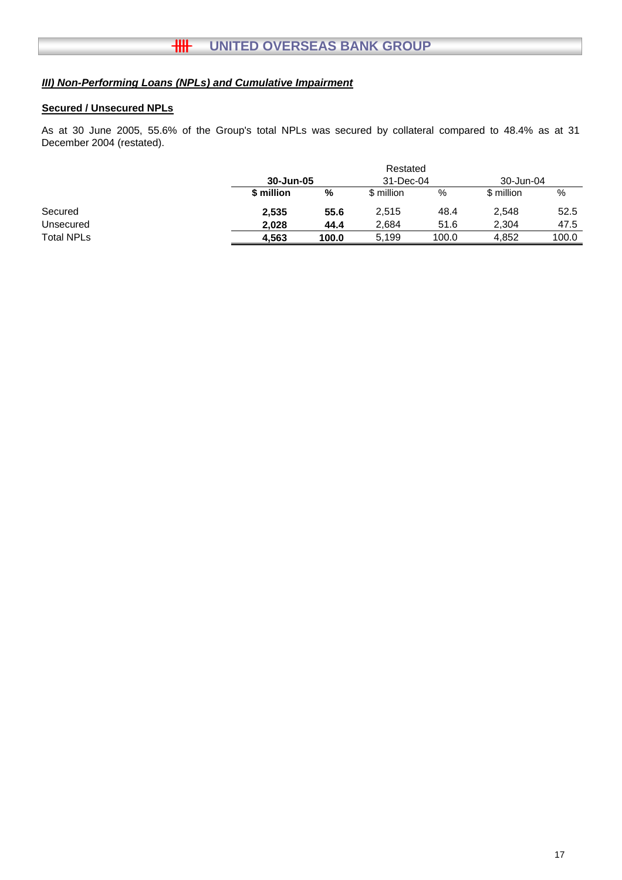### ***III) Non-Performing Loans (NPLs) and Cumulative Impairment***

**Secured / Unsecured NPLs**

As at 30 June 2005, 55.6% of the Group's total NPLs was secured by collateral compared to 48.4% as at 31 December 2004 (restated).

| | **30-Jun-05** | | Restated 31-Dec-04 | | 30-Jun-04 | |
|---|---|---|---|---|---|---|
| | **$ million** | **%** | $ million | % | $ million | % |
| Secured | **2,535** | **55.6** | 2,515 | 48.4 | 2,548 | 52.5 |
| Unsecured | **2,028** | **44.4** | 2,684 | 51.6 | 2,304 | 47.5 |
| Total NPLs | **4,563** | **100.0** | 5,199 | 100.0 | 4,852 | 100.0 |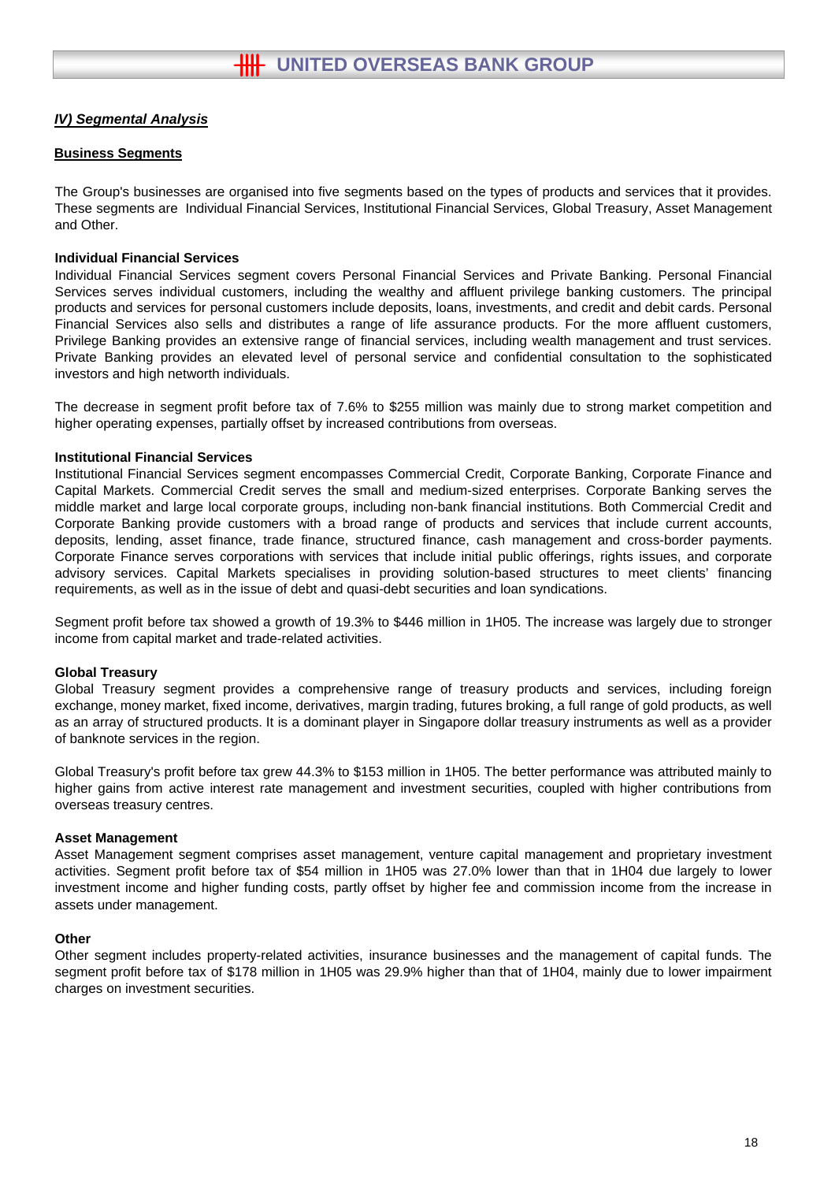## *IV) Segmental Analysis*

### Business Segments

The Group's businesses are organised into five segments based on the types of products and services that it provides. These segments are Individual Financial Services, Institutional Financial Services, Global Treasury, Asset Management and Other.

#### Individual Financial Services

Individual Financial Services segment covers Personal Financial Services and Private Banking. Personal Financial Services serves individual customers, including the wealthy and affluent privilege banking customers. The principal products and services for personal customers include deposits, loans, investments, and credit and debit cards. Personal Financial Services also sells and distributes a range of life assurance products. For the more affluent customers, Privilege Banking provides an extensive range of financial services, including wealth management and trust services. Private Banking provides an elevated level of personal service and confidential consultation to the sophisticated investors and high networth individuals.

The decrease in segment profit before tax of 7.6% to $255 million was mainly due to strong market competition and higher operating expenses, partially offset by increased contributions from overseas.

#### Institutional Financial Services

Institutional Financial Services segment encompasses Commercial Credit, Corporate Banking, Corporate Finance and Capital Markets. Commercial Credit serves the small and medium-sized enterprises. Corporate Banking serves the middle market and large local corporate groups, including non-bank financial institutions. Both Commercial Credit and Corporate Banking provide customers with a broad range of products and services that include current accounts, deposits, lending, asset finance, trade finance, structured finance, cash management and cross-border payments. Corporate Finance serves corporations with services that include initial public offerings, rights issues, and corporate advisory services. Capital Markets specialises in providing solution-based structures to meet clients' financing requirements, as well as in the issue of debt and quasi-debt securities and loan syndications.

Segment profit before tax showed a growth of 19.3% to $446 million in 1H05. The increase was largely due to stronger income from capital market and trade-related activities.

#### Global Treasury

Global Treasury segment provides a comprehensive range of treasury products and services, including foreign exchange, money market, fixed income, derivatives, margin trading, futures broking, a full range of gold products, as well as an array of structured products. It is a dominant player in Singapore dollar treasury instruments as well as a provider of banknote services in the region.

Global Treasury's profit before tax grew 44.3% to $153 million in 1H05. The better performance was attributed mainly to higher gains from active interest rate management and investment securities, coupled with higher contributions from overseas treasury centres.

#### Asset Management

Asset Management segment comprises asset management, venture capital management and proprietary investment activities. Segment profit before tax of $54 million in 1H05 was 27.0% lower than that in 1H04 due largely to lower investment income and higher funding costs, partly offset by higher fee and commission income from the increase in assets under management.

#### Other

Other segment includes property-related activities, insurance businesses and the management of capital funds. The segment profit before tax of $178 million in 1H05 was 29.9% higher than that of 1H04, mainly due to lower impairment charges on investment securities.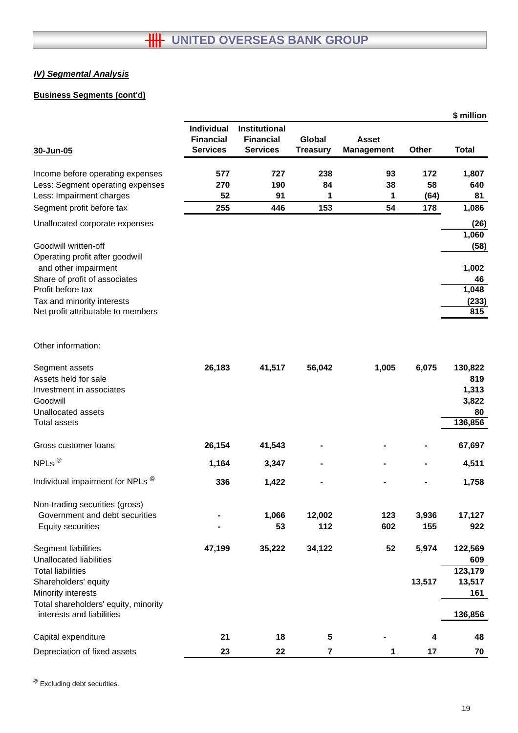## *IV) Segmental Analysis*

**Business Segments (cont'd)**

$ million

| 30-Jun-05 | Individual Financial Services | Institutional Financial Services | Global Treasury | Asset Management | Other | Total |
|---|---|---|---|---|---|---|
| Income before operating expenses | 577 | 727 | 238 | 93 | 172 | 1,807 |
| Less: Segment operating expenses | 270 | 190 | 84 | 38 | 58 | 640 |
| Less: Impairment charges | 52 | 91 | 1 | 1 | (64) | 81 |
| Segment profit before tax | 255 | 446 | 153 | 54 | 178 | 1,086 |
| Unallocated corporate expenses | | | | | | (26) |
| | | | | | | 1,060 |
| Goodwill written-off | | | | | | (58) |
| Operating profit after goodwill and other impairment | | | | | | 1,002 |
| Share of profit of associates | | | | | | 46 |
| Profit before tax | | | | | | 1,048 |
| Tax and minority interests | | | | | | (233) |
| Net profit attributable to members | | | | | | 815 |
| | | | | | | |
| Other information: | | | | | | |
| Segment assets | 26,183 | 41,517 | 56,042 | 1,005 | 6,075 | 130,822 |
| Assets held for sale | | | | | | 819 |
| Investment in associates | | | | | | 1,313 |
| Goodwill | | | | | | 3,822 |
| Unallocated assets | | | | | | 80 |
| Total assets | | | | | | 136,856 |
| Gross customer loans | 26,154 | 41,543 | - | - | - | 67,697 |
| NPLs @ | 1,164 | 3,347 | - | - | - | 4,511 |
| Individual impairment for NPLs @ | 336 | 1,422 | - | - | - | 1,758 |
| Non-trading securities (gross) | | | | | | |
| Government and debt securities | - | 1,066 | 12,002 | 123 | 3,936 | 17,127 |
| Equity securities | - | 53 | 112 | 602 | 155 | 922 |
| Segment liabilities | 47,199 | 35,222 | 34,122 | 52 | 5,974 | 122,569 |
| Unallocated liabilities | | | | | | 609 |
| Total liabilities | | | | | | 123,179 |
| Shareholders' equity | | | | | 13,517 | 13,517 |
| Minority interests | | | | | | 161 |
| Total shareholders' equity, minority interests and liabilities | | | | | | 136,856 |
| Capital expenditure | 21 | 18 | 5 | - | 4 | 48 |
| Depreciation of fixed assets | 23 | 22 | 7 | 1 | 17 | 70 |

@ Excluding debt securities.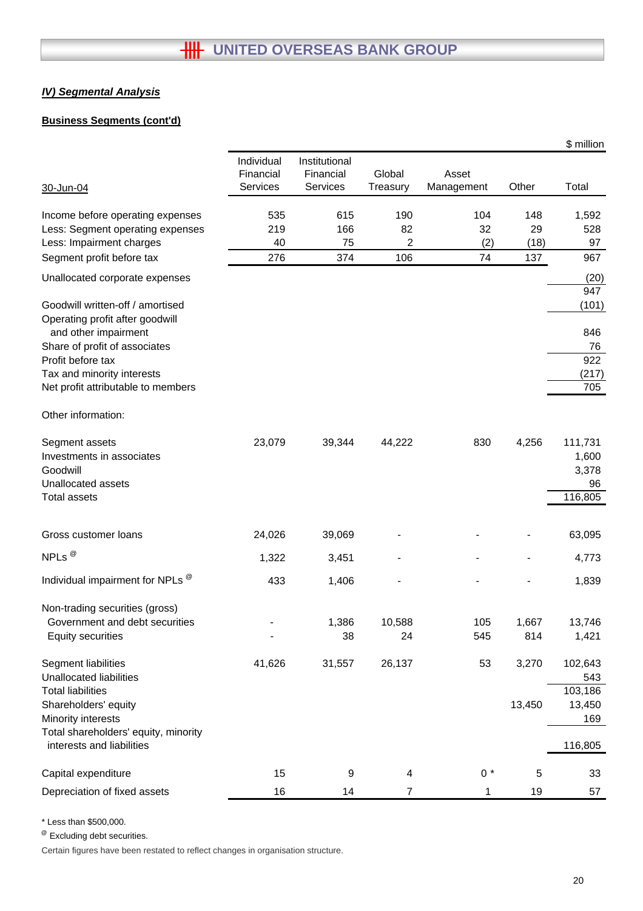## *IV) Segmental Analysis*

### Business Segments (cont'd)

$ million

| 30-Jun-04 | Individual Financial Services | Institutional Financial Services | Global Treasury | Asset Management | Other | Total |
|---|---|---|---|---|---|---|
| Income before operating expenses | 535 | 615 | 190 | 104 | 148 | 1,592 |
| Less: Segment operating expenses | 219 | 166 | 82 | 32 | 29 | 528 |
| Less: Impairment charges | 40 | 75 | 2 | (2) | (18) | 97 |
| Segment profit before tax | 276 | 374 | 106 | 74 | 137 | 967 |
| Unallocated corporate expenses | | | | | | (20) |
| | | | | | | 947 |
| Goodwill written-off / amortised | | | | | | (101) |
| Operating profit after goodwill and other impairment | | | | | | 846 |
| Share of profit of associates | | | | | | 76 |
| Profit before tax | | | | | | 922 |
| Tax and minority interests | | | | | | (217) |
| Net profit attributable to members | | | | | | 705 |
| Other information: | | | | | | |
| Segment assets | 23,079 | 39,344 | 44,222 | 830 | 4,256 | 111,731 |
| Investments in associates | | | | | | 1,600 |
| Goodwill | | | | | | 3,378 |
| Unallocated assets | | | | | | 96 |
| Total assets | | | | | | 116,805 |
| Gross customer loans | 24,026 | 39,069 | - | - | - | 63,095 |
| NPLs @ | 1,322 | 3,451 | - | - | - | 4,773 |
| Individual impairment for NPLs @ | 433 | 1,406 | - | - | - | 1,839 |
| Non-trading securities (gross) | | | | | | |
| Government and debt securities | - | 1,386 | 10,588 | 105 | 1,667 | 13,746 |
| Equity securities | - | 38 | 24 | 545 | 814 | 1,421 |
| Segment liabilities | 41,626 | 31,557 | 26,137 | 53 | 3,270 | 102,643 |
| Unallocated liabilities | | | | | | 543 |
| Total liabilities | | | | | | 103,186 |
| Shareholders' equity | | | | | 13,450 | 13,450 |
| Minority interests | | | | | | 169 |
| Total shareholders' equity, minority interests and liabilities | | | | | | 116,805 |
| Capital expenditure | 15 | 9 | 4 | 0 * | 5 | 33 |
| Depreciation of fixed assets | 16 | 14 | 7 | 1 | 19 | 57 |

\* Less than $500,000.

@ Excluding debt securities.

Certain figures have been restated to reflect changes in organisation structure.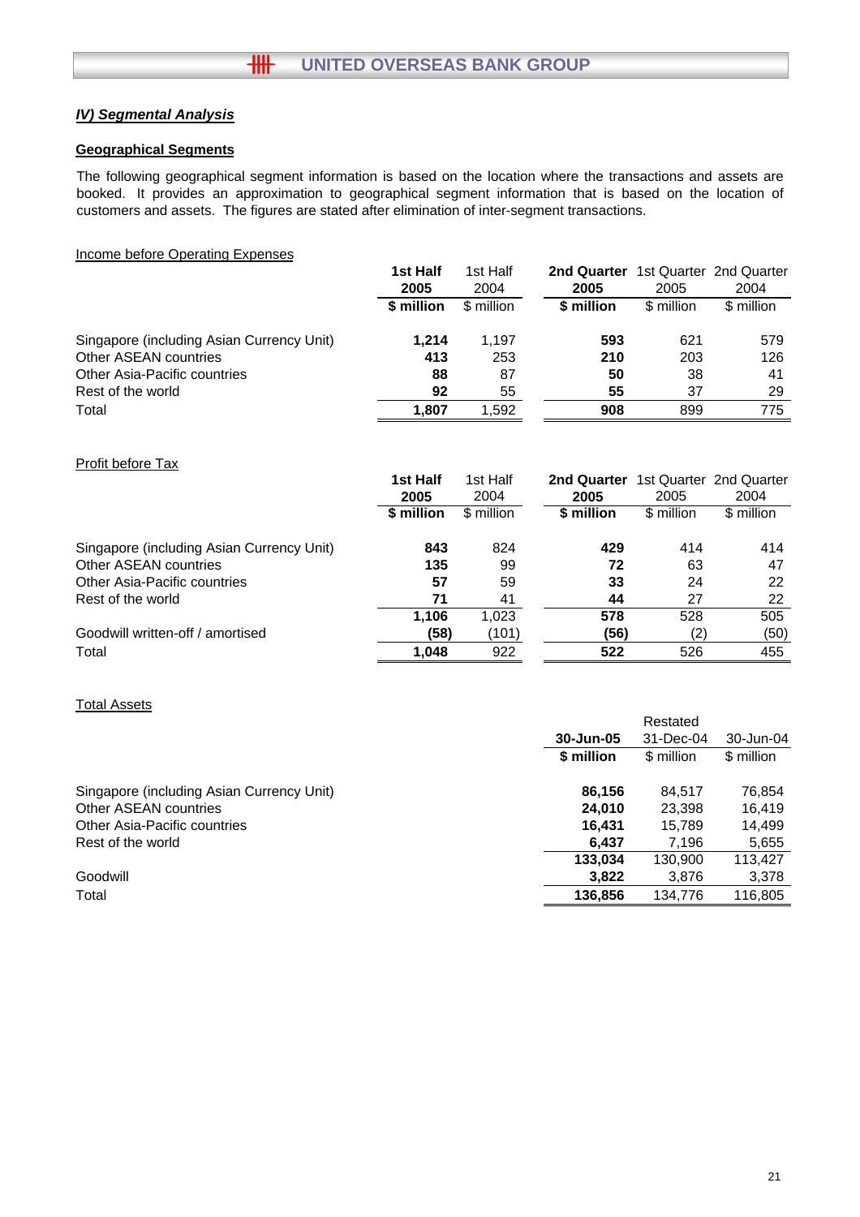## *IV) Segmental Analysis*

### Geographical Segments

The following geographical segment information is based on the location where the transactions and assets are booked. It provides an approximation to geographical segment information that is based on the location of customers and assets. The figures are stated after elimination of inter-segment transactions.

Income before Operating Expenses

| | **1st Half 2005** | 1st Half 2004 | **2nd Quarter 2005** | 1st Quarter 2005 | 2nd Quarter 2004 |
|---|---|---|---|---|---|
| | **\$ million** | \$ million | **\$ million** | \$ million | \$ million |
| Singapore (including Asian Currency Unit) | **1,214** | 1,197 | **593** | 621 | 579 |
| Other ASEAN countries | **413** | 253 | **210** | 203 | 126 |
| Other Asia-Pacific countries | **88** | 87 | **50** | 38 | 41 |
| Rest of the world | **92** | 55 | **55** | 37 | 29 |
| Total | **1,807** | 1,592 | **908** | 899 | 775 |

Profit before Tax

| | **1st Half 2005** | 1st Half 2004 | **2nd Quarter 2005** | 1st Quarter 2005 | 2nd Quarter 2004 |
|---|---|---|---|---|---|
| | **\$ million** | \$ million | **\$ million** | \$ million | \$ million |
| Singapore (including Asian Currency Unit) | **843** | 824 | **429** | 414 | 414 |
| Other ASEAN countries | **135** | 99 | **72** | 63 | 47 |
| Other Asia-Pacific countries | **57** | 59 | **33** | 24 | 22 |
| Rest of the world | **71** | 41 | **44** | 27 | 22 |
| | **1,106** | 1,023 | **578** | 528 | 505 |
| Goodwill written-off / amortised | **(58)** | (101) | **(56)** | (2) | (50) |
| Total | **1,048** | 922 | **522** | 526 | 455 |

Total Assets

| | **30-Jun-05** | Restated 31-Dec-04 | 30-Jun-04 |
|---|---|---|---|
| | **\$ million** | \$ million | \$ million |
| Singapore (including Asian Currency Unit) | **86,156** | 84,517 | 76,854 |
| Other ASEAN countries | **24,010** | 23,398 | 16,419 |
| Other Asia-Pacific countries | **16,431** | 15,789 | 14,499 |
| Rest of the world | **6,437** | 7,196 | 5,655 |
| | **133,034** | 130,900 | 113,427 |
| Goodwill | **3,822** | 3,876 | 3,378 |
| Total | **136,856** | 134,776 | 116,805 |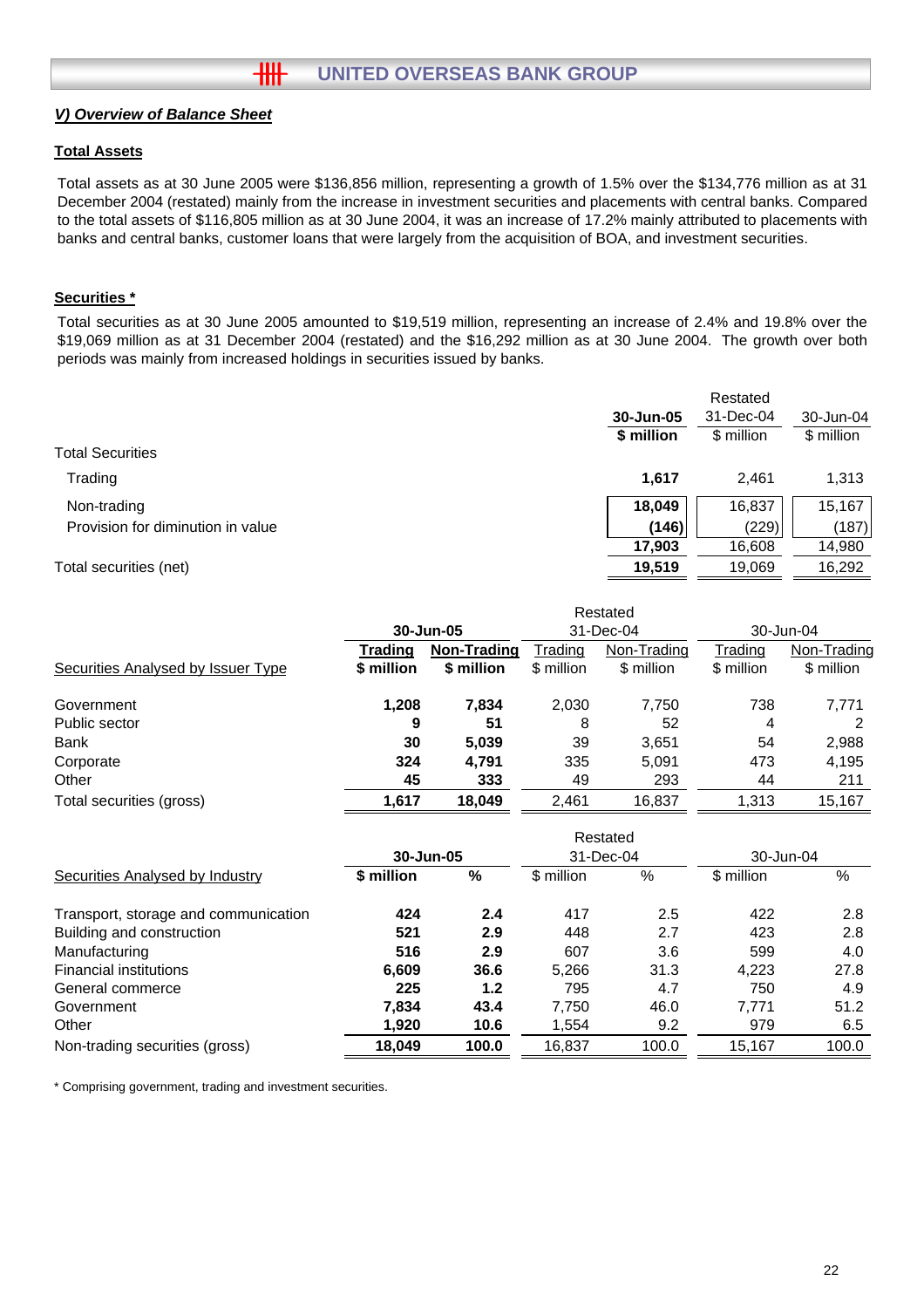## *V) Overview of Balance Sheet*

### Total Assets

Total assets as at 30 June 2005 were $136,856 million, representing a growth of 1.5% over the $134,776 million as at 31 December 2004 (restated) mainly from the increase in investment securities and placements with central banks. Compared to the total assets of $116,805 million as at 30 June 2004, it was an increase of 17.2% mainly attributed to placements with banks and central banks, customer loans that were largely from the acquisition of BOA, and investment securities.

### Securities *

Total securities as at 30 June 2005 amounted to $19,519 million, representing an increase of 2.4% and 19.8% over the $19,069 million as at 31 December 2004 (restated) and the $16,292 million as at 30 June 2004. The growth over both periods was mainly from increased holdings in securities issued by banks.

| | 30-Jun-05 | Restated 31-Dec-04 | 30-Jun-04 |
|---|---|---|---|
| | **$ million** | $ million | $ million |
| Total Securities | | | |
| Trading | **1,617** | 2,461 | 1,313 |
| Non-trading | **18,049** | 16,837 | 15,167 |
| Provision for diminution in value | **(146)** | (229) | (187) |
| | **17,903** | 16,608 | 14,980 |
| Total securities (net) | **19,519** | 19,069 | 16,292 |

| Securities Analysed by Issuer Type | 30-Jun-05 | | Restated 31-Dec-04 | | 30-Jun-04 | |
|---|---|---|---|---|---|---|
| | **Trading** | **Non-Trading** | Trading | Non-Trading | Trading | Non-Trading |
| | **$ million** | **$ million** | $ million | $ million | $ million | $ million |
| Government | **1,208** | **7,834** | 2,030 | 7,750 | 738 | 7,771 |
| Public sector | **9** | **51** | 8 | 52 | 4 | 2 |
| Bank | **30** | **5,039** | 39 | 3,651 | 54 | 2,988 |
| Corporate | **324** | **4,791** | 335 | 5,091 | 473 | 4,195 |
| Other | **45** | **333** | 49 | 293 | 44 | 211 |
| Total securities (gross) | **1,617** | **18,049** | 2,461 | 16,837 | 1,313 | 15,167 |

| Securities Analysed by Industry | 30-Jun-05 | | Restated 31-Dec-04 | | 30-Jun-04 | |
|---|---|---|---|---|---|---|
| | **$ million** | **%** | $ million | % | $ million | % |
| Transport, storage and communication | **424** | **2.4** | 417 | 2.5 | 422 | 2.8 |
| Building and construction | **521** | **2.9** | 448 | 2.7 | 423 | 2.8 |
| Manufacturing | **516** | **2.9** | 607 | 3.6 | 599 | 4.0 |
| Financial institutions | **6,609** | **36.6** | 5,266 | 31.3 | 4,223 | 27.8 |
| General commerce | **225** | **1.2** | 795 | 4.7 | 750 | 4.9 |
| Government | **7,834** | **43.4** | 7,750 | 46.0 | 7,771 | 51.2 |
| Other | **1,920** | **10.6** | 1,554 | 9.2 | 979 | 6.5 |
| Non-trading securities (gross) | **18,049** | **100.0** | 16,837 | 100.0 | 15,167 | 100.0 |

* Comprising government, trading and investment securities.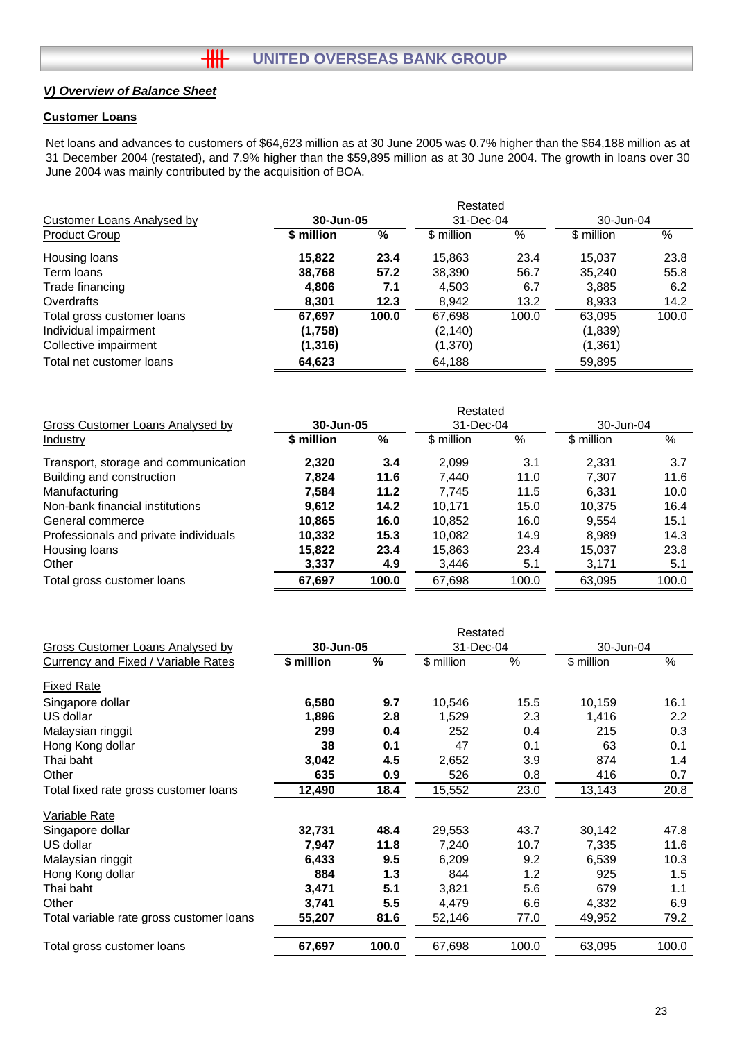## V) Overview of Balance Sheet

### Customer Loans

Net loans and advances to customers of $64,623 million as at 30 June 2005 was 0.7% higher than the $64,188 million as at 31 December 2004 (restated), and 7.9% higher than the $59,895 million as at 30 June 2004. The growth in loans over 30 June 2004 was mainly contributed by the acquisition of BOA.

| Customer Loans Analysed by Product Group | 30-Jun-05 | | Restated 31-Dec-04 | | 30-Jun-04 | |
|---|---|---|---|---|---|---|
| | **$ million** | **%** | $ million | % | $ million | % |
| Housing loans | **15,822** | **23.4** | 15,863 | 23.4 | 15,037 | 23.8 |
| Term loans | **38,768** | **57.2** | 38,390 | 56.7 | 35,240 | 55.8 |
| Trade financing | **4,806** | **7.1** | 4,503 | 6.7 | 3,885 | 6.2 |
| Overdrafts | **8,301** | **12.3** | 8,942 | 13.2 | 8,933 | 14.2 |
| Total gross customer loans | **67,697** | **100.0** | 67,698 | 100.0 | 63,095 | 100.0 |
| Individual impairment | **(1,758)** | | (2,140) | | (1,839) | |
| Collective impairment | **(1,316)** | | (1,370) | | (1,361) | |
| Total net customer loans | **64,623** | | 64,188 | | 59,895 | |

| Gross Customer Loans Analysed by Industry | 30-Jun-05 | | Restated 31-Dec-04 | | 30-Jun-04 | |
|---|---|---|---|---|---|---|
| | **$ million** | **%** | $ million | % | $ million | % |
| Transport, storage and communication | **2,320** | **3.4** | 2,099 | 3.1 | 2,331 | 3.7 |
| Building and construction | **7,824** | **11.6** | 7,440 | 11.0 | 7,307 | 11.6 |
| Manufacturing | **7,584** | **11.2** | 7,745 | 11.5 | 6,331 | 10.0 |
| Non-bank financial institutions | **9,612** | **14.2** | 10,171 | 15.0 | 10,375 | 16.4 |
| General commerce | **10,865** | **16.0** | 10,852 | 16.0 | 9,554 | 15.1 |
| Professionals and private individuals | **10,332** | **15.3** | 10,082 | 14.9 | 8,989 | 14.3 |
| Housing loans | **15,822** | **23.4** | 15,863 | 23.4 | 15,037 | 23.8 |
| Other | **3,337** | **4.9** | 3,446 | 5.1 | 3,171 | 5.1 |
| Total gross customer loans | **67,697** | **100.0** | 67,698 | 100.0 | 63,095 | 100.0 |

| Gross Customer Loans Analysed by Currency and Fixed / Variable Rates | 30-Jun-05 | | Restated 31-Dec-04 | | 30-Jun-04 | |
|---|---|---|---|---|---|---|
| | **$ million** | **%** | $ million | % | $ million | % |
| Fixed Rate | | | | | | |
| Singapore dollar | **6,580** | **9.7** | 10,546 | 15.5 | 10,159 | 16.1 |
| US dollar | **1,896** | **2.8** | 1,529 | 2.3 | 1,416 | 2.2 |
| Malaysian ringgit | **299** | **0.4** | 252 | 0.4 | 215 | 0.3 |
| Hong Kong dollar | **38** | **0.1** | 47 | 0.1 | 63 | 0.1 |
| Thai baht | **3,042** | **4.5** | 2,652 | 3.9 | 874 | 1.4 |
| Other | **635** | **0.9** | 526 | 0.8 | 416 | 0.7 |
| Total fixed rate gross customer loans | **12,490** | **18.4** | 15,552 | 23.0 | 13,143 | 20.8 |
| Variable Rate | | | | | | |
| Singapore dollar | **32,731** | **48.4** | 29,553 | 43.7 | 30,142 | 47.8 |
| US dollar | **7,947** | **11.8** | 7,240 | 10.7 | 7,335 | 11.6 |
| Malaysian ringgit | **6,433** | **9.5** | 6,209 | 9.2 | 6,539 | 10.3 |
| Hong Kong dollar | **884** | **1.3** | 844 | 1.2 | 925 | 1.5 |
| Thai baht | **3,471** | **5.1** | 3,821 | 5.6 | 679 | 1.1 |
| Other | **3,741** | **5.5** | 4,479 | 6.6 | 4,332 | 6.9 |
| Total variable rate gross customer loans | **55,207** | **81.6** | 52,146 | 77.0 | 49,952 | 79.2 |
| Total gross customer loans | **67,697** | **100.0** | 67,698 | 100.0 | 63,095 | 100.0 |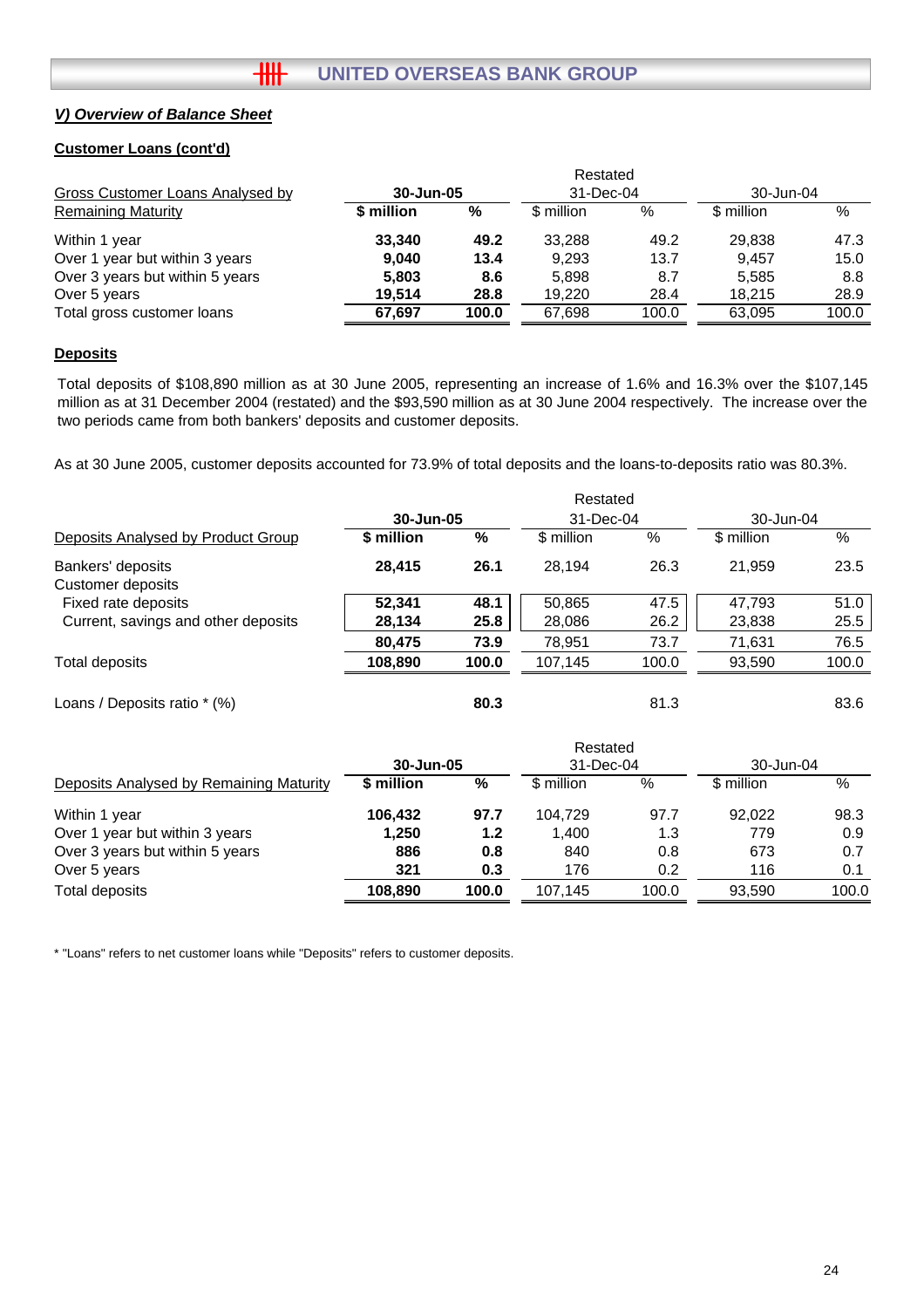## V) Overview of Balance Sheet

### Customer Loans (cont'd)

| Gross Customer Loans Analysed by Remaining Maturity | 30-Jun-05 | | Restated 31-Dec-04 | | 30-Jun-04 | |
|---|---|---|---|---|---|---|
| | **$ million** | **%** | $ million | % | $ million | % |
| Within 1 year | **33,340** | **49.2** | 33,288 | 49.2 | 29,838 | 47.3 |
| Over 1 year but within 3 years | **9,040** | **13.4** | 9,293 | 13.7 | 9,457 | 15.0 |
| Over 3 years but within 5 years | **5,803** | **8.6** | 5,898 | 8.7 | 5,585 | 8.8 |
| Over 5 years | **19,514** | **28.8** | 19,220 | 28.4 | 18,215 | 28.9 |
| Total gross customer loans | **67,697** | **100.0** | 67,698 | 100.0 | 63,095 | 100.0 |

### Deposits

Total deposits of $108,890 million as at 30 June 2005, representing an increase of 1.6% and 16.3% over the $107,145 million as at 31 December 2004 (restated) and the $93,590 million as at 30 June 2004 respectively. The increase over the two periods came from both bankers' deposits and customer deposits.

As at 30 June 2005, customer deposits accounted for 73.9% of total deposits and the loans-to-deposits ratio was 80.3%.

| Deposits Analysed by Product Group | 30-Jun-05 | | Restated 31-Dec-04 | | 30-Jun-04 | |
|---|---|---|---|---|---|---|
| | **$ million** | **%** | $ million | % | $ million | % |
| Bankers' deposits | **28,415** | **26.1** | 28,194 | 26.3 | 21,959 | 23.5 |
| Customer deposits | | | | | | |
| Fixed rate deposits | **52,341** | **48.1** | 50,865 | 47.5 | 47,793 | 51.0 |
| Current, savings and other deposits | **28,134** | **25.8** | 28,086 | 26.2 | 23,838 | 25.5 |
| | **80,475** | **73.9** | 78,951 | 73.7 | 71,631 | 76.5 |
| Total deposits | **108,890** | **100.0** | 107,145 | 100.0 | 93,590 | 100.0 |
| Loans / Deposits ratio * (%) | | **80.3** | | 81.3 | | 83.6 |

| Deposits Analysed by Remaining Maturity | 30-Jun-05 | | Restated 31-Dec-04 | | 30-Jun-04 | |
|---|---|---|---|---|---|---|
| | **$ million** | **%** | $ million | % | $ million | % |
| Within 1 year | **106,432** | **97.7** | 104,729 | 97.7 | 92,022 | 98.3 |
| Over 1 year but within 3 years | **1,250** | **1.2** | 1,400 | 1.3 | 779 | 0.9 |
| Over 3 years but within 5 years | **886** | **0.8** | 840 | 0.8 | 673 | 0.7 |
| Over 5 years | **321** | **0.3** | 176 | 0.2 | 116 | 0.1 |
| Total deposits | **108,890** | **100.0** | 107,145 | 100.0 | 93,590 | 100.0 |

* "Loans" refers to net customer loans while "Deposits" refers to customer deposits.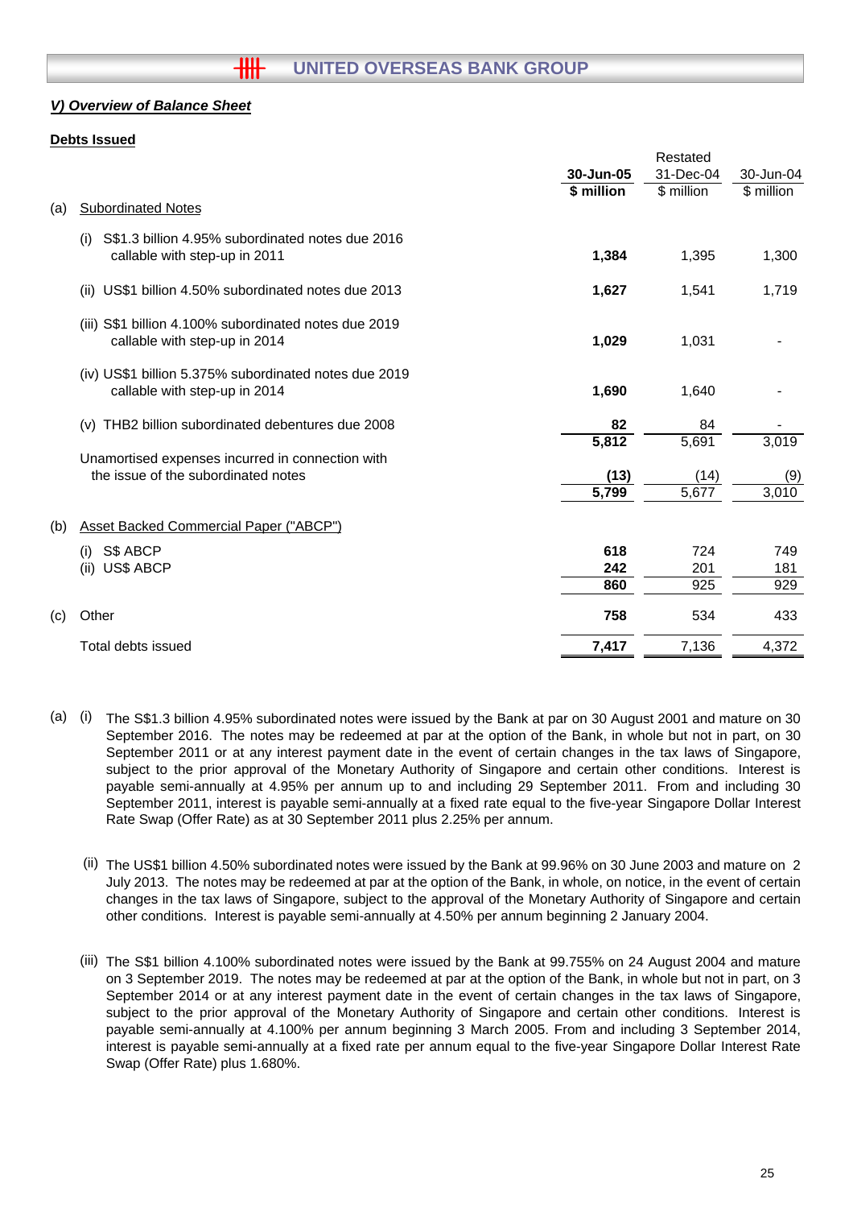## V) Overview of Balance Sheet

### Debts Issued

| | | 30-Jun-05 | Restated 31-Dec-04 | 30-Jun-04 |
|---|---|---|---|---|
| | | **$ million** | $ million | $ million |
| (a) | Subordinated Notes | | | |
| | (i) S$1.3 billion 4.95% subordinated notes due 2016 callable with step-up in 2011 | **1,384** | 1,395 | 1,300 |
| | (ii) US$1 billion 4.50% subordinated notes due 2013 | **1,627** | 1,541 | 1,719 |
| | (iii) S$1 billion 4.100% subordinated notes due 2019 callable with step-up in 2014 | **1,029** | 1,031 | - |
| | (iv) US$1 billion 5.375% subordinated notes due 2019 callable with step-up in 2014 | **1,690** | 1,640 | - |
| | (v) THB2 billion subordinated debentures due 2008 | **82** | 84 | - |
| | | **5,812** | 5,691 | 3,019 |
| | Unamortised expenses incurred in connection with the issue of the subordinated notes | **(13)** | (14) | (9) |
| | | **5,799** | 5,677 | 3,010 |
| (b) | Asset Backed Commercial Paper ("ABCP") | | | |
| | (i) S$ ABCP | **618** | 724 | 749 |
| | (ii) US$ ABCP | **242** | 201 | 181 |
| | | **860** | 925 | 929 |
| (c) | Other | **758** | 534 | 433 |
| | Total debts issued | **7,417** | 7,136 | 4,372 |

(a) (i) The S$1.3 billion 4.95% subordinated notes were issued by the Bank at par on 30 August 2001 and mature on 30 September 2016. The notes may be redeemed at par at the option of the Bank, in whole but not in part, on 30 September 2011 or at any interest payment date in the event of certain changes in the tax laws of Singapore, subject to the prior approval of the Monetary Authority of Singapore and certain other conditions. Interest is payable semi-annually at 4.95% per annum up to and including 29 September 2011. From and including 30 September 2011, interest is payable semi-annually at a fixed rate equal to the five-year Singapore Dollar Interest Rate Swap (Offer Rate) as at 30 September 2011 plus 2.25% per annum.

(ii) The US$1 billion 4.50% subordinated notes were issued by the Bank at 99.96% on 30 June 2003 and mature on 2 July 2013. The notes may be redeemed at par at the option of the Bank, in whole, on notice, in the event of certain changes in the tax laws of Singapore, subject to the approval of the Monetary Authority of Singapore and certain other conditions. Interest is payable semi-annually at 4.50% per annum beginning 2 January 2004.

(iii) The S$1 billion 4.100% subordinated notes were issued by the Bank at 99.755% on 24 August 2004 and mature on 3 September 2019. The notes may be redeemed at par at the option of the Bank, in whole but not in part, on 3 September 2014 or at any interest payment date in the event of certain changes in the tax laws of Singapore, subject to the prior approval of the Monetary Authority of Singapore and certain other conditions. Interest is payable semi-annually at 4.100% per annum beginning 3 March 2005. From and including 3 September 2014, interest is payable semi-annually at a fixed rate per annum equal to the five-year Singapore Dollar Interest Rate Swap (Offer Rate) plus 1.680%.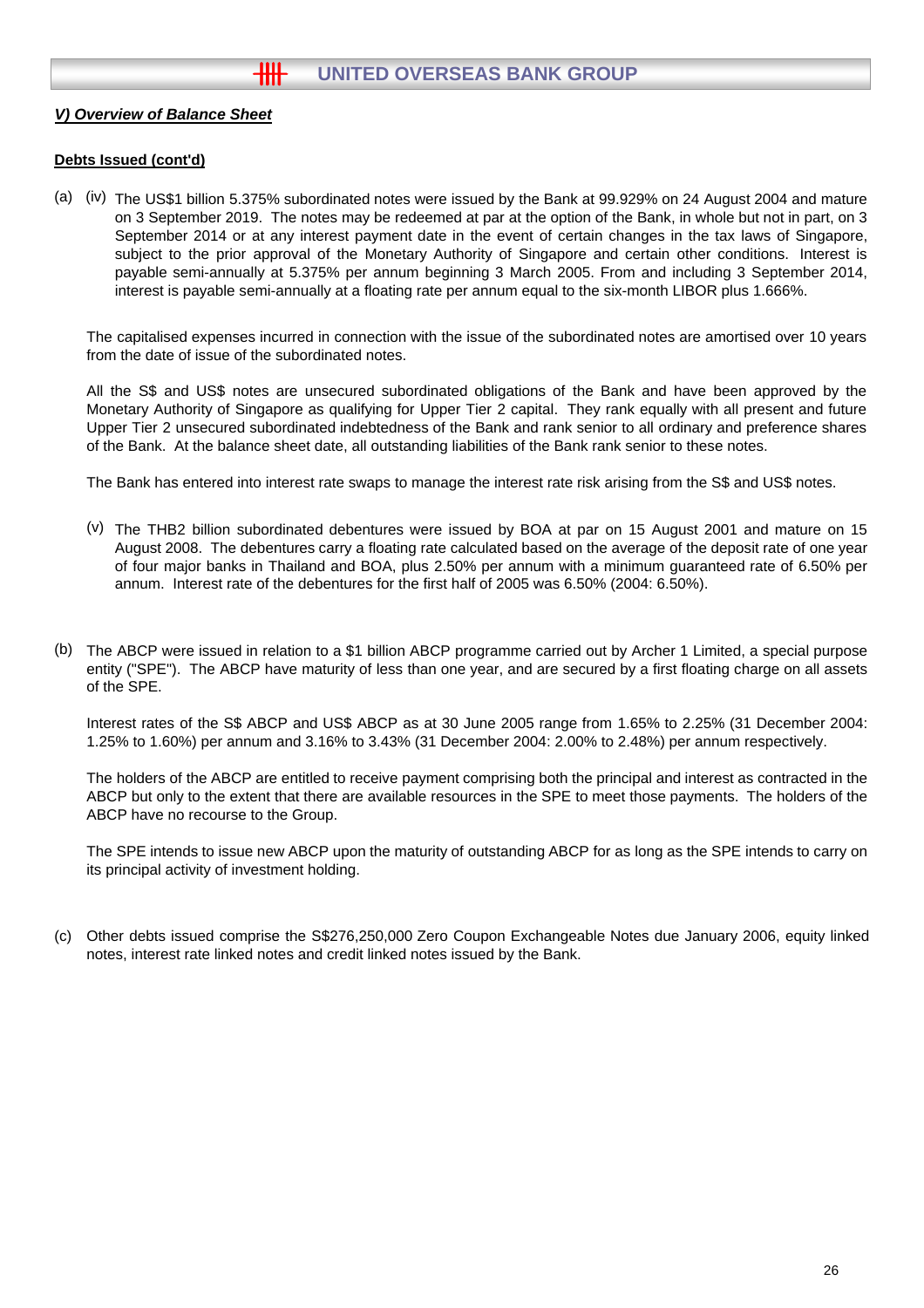***V) Overview of Balance Sheet***

**Debts Issued (cont'd)**

(a) (iv) The US$1 billion 5.375% subordinated notes were issued by the Bank at 99.929% on 24 August 2004 and mature on 3 September 2019. The notes may be redeemed at par at the option of the Bank, in whole but not in part, on 3 September 2014 or at any interest payment date in the event of certain changes in the tax laws of Singapore, subject to the prior approval of the Monetary Authority of Singapore and certain other conditions. Interest is payable semi-annually at 5.375% per annum beginning 3 March 2005. From and including 3 September 2014, interest is payable semi-annually at a floating rate per annum equal to the six-month LIBOR plus 1.666%.

The capitalised expenses incurred in connection with the issue of the subordinated notes are amortised over 10 years from the date of issue of the subordinated notes.

All the S$ and US$ notes are unsecured subordinated obligations of the Bank and have been approved by the Monetary Authority of Singapore as qualifying for Upper Tier 2 capital. They rank equally with all present and future Upper Tier 2 unsecured subordinated indebtedness of the Bank and rank senior to all ordinary and preference shares of the Bank. At the balance sheet date, all outstanding liabilities of the Bank rank senior to these notes.

The Bank has entered into interest rate swaps to manage the interest rate risk arising from the S$ and US$ notes.

(v) The THB2 billion subordinated debentures were issued by BOA at par on 15 August 2001 and mature on 15 August 2008. The debentures carry a floating rate calculated based on the average of the deposit rate of one year of four major banks in Thailand and BOA, plus 2.50% per annum with a minimum guaranteed rate of 6.50% per annum. Interest rate of the debentures for the first half of 2005 was 6.50% (2004: 6.50%).

(b) The ABCP were issued in relation to a $1 billion ABCP programme carried out by Archer 1 Limited, a special purpose entity ("SPE"). The ABCP have maturity of less than one year, and are secured by a first floating charge on all assets of the SPE.

Interest rates of the S$ ABCP and US$ ABCP as at 30 June 2005 range from 1.65% to 2.25% (31 December 2004: 1.25% to 1.60%) per annum and 3.16% to 3.43% (31 December 2004: 2.00% to 2.48%) per annum respectively.

The holders of the ABCP are entitled to receive payment comprising both the principal and interest as contracted in the ABCP but only to the extent that there are available resources in the SPE to meet those payments. The holders of the ABCP have no recourse to the Group.

The SPE intends to issue new ABCP upon the maturity of outstanding ABCP for as long as the SPE intends to carry on its principal activity of investment holding.

(c) Other debts issued comprise the S$276,250,000 Zero Coupon Exchangeable Notes due January 2006, equity linked notes, interest rate linked notes and credit linked notes issued by the Bank.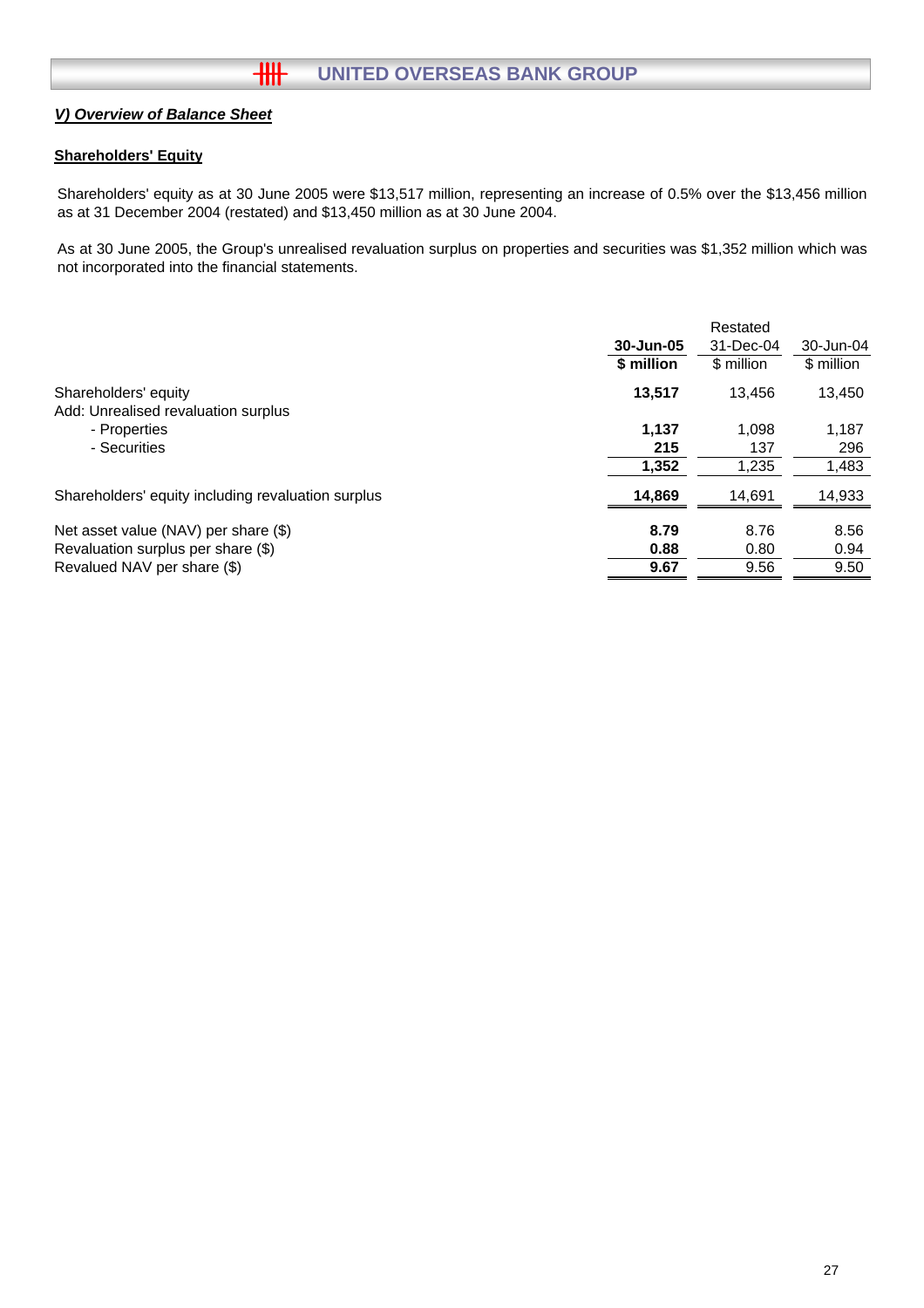## V) Overview of Balance Sheet

### Shareholders' Equity

Shareholders' equity as at 30 June 2005 were $13,517 million, representing an increase of 0.5% over the $13,456 million as at 31 December 2004 (restated) and $13,450 million as at 30 June 2004.

As at 30 June 2005, the Group's unrealised revaluation surplus on properties and securities was $1,352 million which was not incorporated into the financial statements.

| | 30-Jun-05 | Restated 31-Dec-04 | 30-Jun-04 |
|---|---|---|---|
| | **$ million** | $ million | $ million |
| Shareholders' equity | **13,517** | 13,456 | 13,450 |
| Add: Unrealised revaluation surplus | | | |
| - Properties | **1,137** | 1,098 | 1,187 |
| - Securities | **215** | 137 | 296 |
| | **1,352** | 1,235 | 1,483 |
| Shareholders' equity including revaluation surplus | **14,869** | 14,691 | 14,933 |
| Net asset value (NAV) per share ($) | **8.79** | 8.76 | 8.56 |
| Revaluation surplus per share ($) | **0.88** | 0.80 | 0.94 |
| Revalued NAV per share ($) | **9.67** | 9.56 | 9.50 |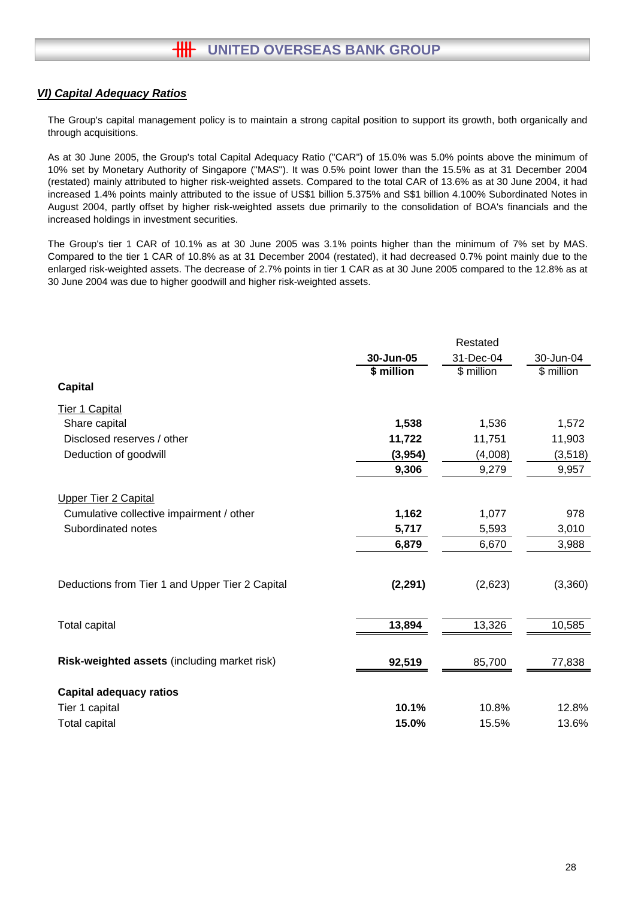## *VI) Capital Adequacy Ratios*

The Group's capital management policy is to maintain a strong capital position to support its growth, both organically and through acquisitions.

As at 30 June 2005, the Group's total Capital Adequacy Ratio ("CAR") of 15.0% was 5.0% points above the minimum of 10% set by Monetary Authority of Singapore ("MAS"). It was 0.5% point lower than the 15.5% as at 31 December 2004 (restated) mainly attributed to higher risk-weighted assets. Compared to the total CAR of 13.6% as at 30 June 2004, it had increased 1.4% points mainly attributed to the issue of US$1 billion 5.375% and S$1 billion 4.100% Subordinated Notes in August 2004, partly offset by higher risk-weighted assets due primarily to the consolidation of BOA's financials and the increased holdings in investment securities.

The Group's tier 1 CAR of 10.1% as at 30 June 2005 was 3.1% points higher than the minimum of 7% set by MAS. Compared to the tier 1 CAR of 10.8% as at 31 December 2004 (restated), it had decreased 0.7% point mainly due to the enlarged risk-weighted assets. The decrease of 2.7% points in tier 1 CAR as at 30 June 2005 compared to the 12.8% as at 30 June 2004 was due to higher goodwill and higher risk-weighted assets.

| | **30-Jun-05** | Restated 31-Dec-04 | 30-Jun-04 |
|---|---|---|---|
| | **$ million** | $ million | $ million |
| **Capital** | | | |
| Tier 1 Capital | | | |
| Share capital | **1,538** | 1,536 | 1,572 |
| Disclosed reserves / other | **11,722** | 11,751 | 11,903 |
| Deduction of goodwill | **(3,954)** | (4,008) | (3,518) |
| | **9,306** | 9,279 | 9,957 |
| Upper Tier 2 Capital | | | |
| Cumulative collective impairment / other | **1,162** | 1,077 | 978 |
| Subordinated notes | **5,717** | 5,593 | 3,010 |
| | **6,879** | 6,670 | 3,988 |
| Deductions from Tier 1 and Upper Tier 2 Capital | **(2,291)** | (2,623) | (3,360) |
| Total capital | **13,894** | 13,326 | 10,585 |
| **Risk-weighted assets** (including market risk) | **92,519** | 85,700 | 77,838 |
| **Capital adequacy ratios** | | | |
| Tier 1 capital | **10.1%** | 10.8% | 12.8% |
| Total capital | **15.0%** | 15.5% | 13.6% |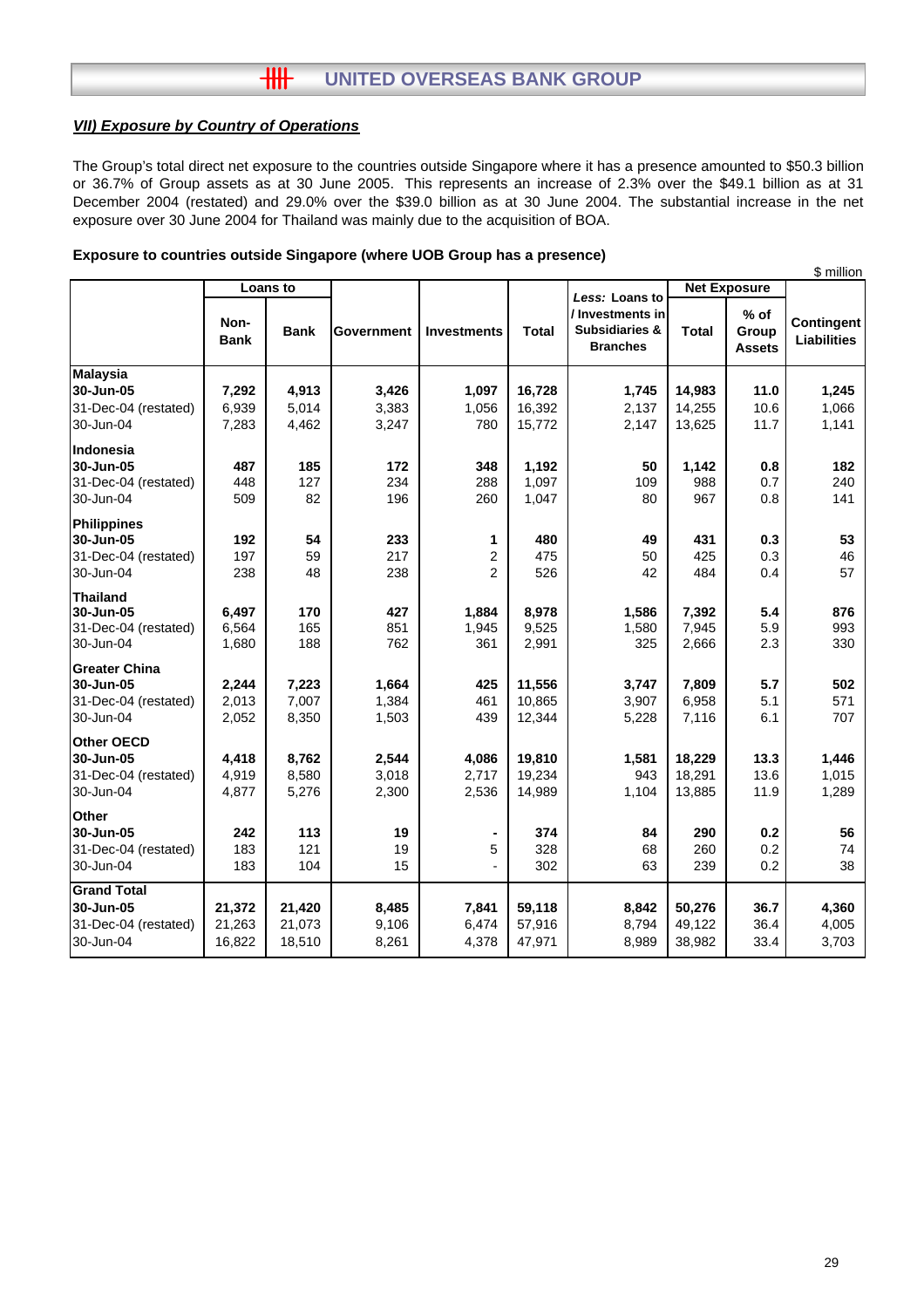## VII) Exposure by Country of Operations

The Group's total direct net exposure to the countries outside Singapore where it has a presence amounted to $50.3 billion or 36.7% of Group assets as at 30 June 2005. This represents an increase of 2.3% over the $49.1 billion as at 31 December 2004 (restated) and 29.0% over the $39.0 billion as at 30 June 2004. The substantial increase in the net exposure over 30 June 2004 for Thailand was mainly due to the acquisition of BOA.

**Exposure to countries outside Singapore (where UOB Group has a presence)**

$ million

| | Loans to | | | | | *Less:* Loans to / Investments in Subsidiaries & Branches | Net Exposure | | |
|---|---|---|---|---|---|---|---|---|---|
| | Non-Bank | Bank | Government | Investments | Total | | Total | % of Group Assets | Contingent Liabilities |
| **Malaysia** | | | | | | | | | |
| **30-Jun-05** | **7,292** | **4,913** | **3,426** | **1,097** | **16,728** | **1,745** | **14,983** | **11.0** | **1,245** |
| 31-Dec-04 (restated) | 6,939 | 5,014 | 3,383 | 1,056 | 16,392 | 2,137 | 14,255 | 10.6 | 1,066 |
| 30-Jun-04 | 7,283 | 4,462 | 3,247 | 780 | 15,772 | 2,147 | 13,625 | 11.7 | 1,141 |
| **Indonesia** | | | | | | | | | |
| **30-Jun-05** | **487** | **185** | **172** | **348** | **1,192** | **50** | **1,142** | **0.8** | **182** |
| 31-Dec-04 (restated) | 448 | 127 | 234 | 288 | 1,097 | 109 | 988 | 0.7 | 240 |
| 30-Jun-04 | 509 | 82 | 196 | 260 | 1,047 | 80 | 967 | 0.8 | 141 |
| **Philippines** | | | | | | | | | |
| **30-Jun-05** | **192** | **54** | **233** | **1** | **480** | **49** | **431** | **0.3** | **53** |
| 31-Dec-04 (restated) | 197 | 59 | 217 | 2 | 475 | 50 | 425 | 0.3 | 46 |
| 30-Jun-04 | 238 | 48 | 238 | 2 | 526 | 42 | 484 | 0.4 | 57 |
| **Thailand** | | | | | | | | | |
| **30-Jun-05** | **6,497** | **170** | **427** | **1,884** | **8,978** | **1,586** | **7,392** | **5.4** | **876** |
| 31-Dec-04 (restated) | 6,564 | 165 | 851 | 1,945 | 9,525 | 1,580 | 7,945 | 5.9 | 993 |
| 30-Jun-04 | 1,680 | 188 | 762 | 361 | 2,991 | 325 | 2,666 | 2.3 | 330 |
| **Greater China** | | | | | | | | | |
| **30-Jun-05** | **2,244** | **7,223** | **1,664** | **425** | **11,556** | **3,747** | **7,809** | **5.7** | **502** |
| 31-Dec-04 (restated) | 2,013 | 7,007 | 1,384 | 461 | 10,865 | 3,907 | 6,958 | 5.1 | 571 |
| 30-Jun-04 | 2,052 | 8,350 | 1,503 | 439 | 12,344 | 5,228 | 7,116 | 6.1 | 707 |
| **Other OECD** | | | | | | | | | |
| **30-Jun-05** | **4,418** | **8,762** | **2,544** | **4,086** | **19,810** | **1,581** | **18,229** | **13.3** | **1,446** |
| 31-Dec-04 (restated) | 4,919 | 8,580 | 3,018 | 2,717 | 19,234 | 943 | 18,291 | 13.6 | 1,015 |
| 30-Jun-04 | 4,877 | 5,276 | 2,300 | 2,536 | 14,989 | 1,104 | 13,885 | 11.9 | 1,289 |
| **Other** | | | | | | | | | |
| **30-Jun-05** | **242** | **113** | **19** | **-** | **374** | **84** | **290** | **0.2** | **56** |
| 31-Dec-04 (restated) | 183 | 121 | 19 | 5 | 328 | 68 | 260 | 0.2 | 74 |
| 30-Jun-04 | 183 | 104 | 15 | - | 302 | 63 | 239 | 0.2 | 38 |
| **Grand Total** | | | | | | | | | |
| **30-Jun-05** | **21,372** | **21,420** | **8,485** | **7,841** | **59,118** | **8,842** | **50,276** | **36.7** | **4,360** |
| 31-Dec-04 (restated) | 21,263 | 21,073 | 9,106 | 6,474 | 57,916 | 8,794 | 49,122 | 36.4 | 4,005 |
| 30-Jun-04 | 16,822 | 18,510 | 8,261 | 4,378 | 47,971 | 8,989 | 38,982 | 33.4 | 3,703 |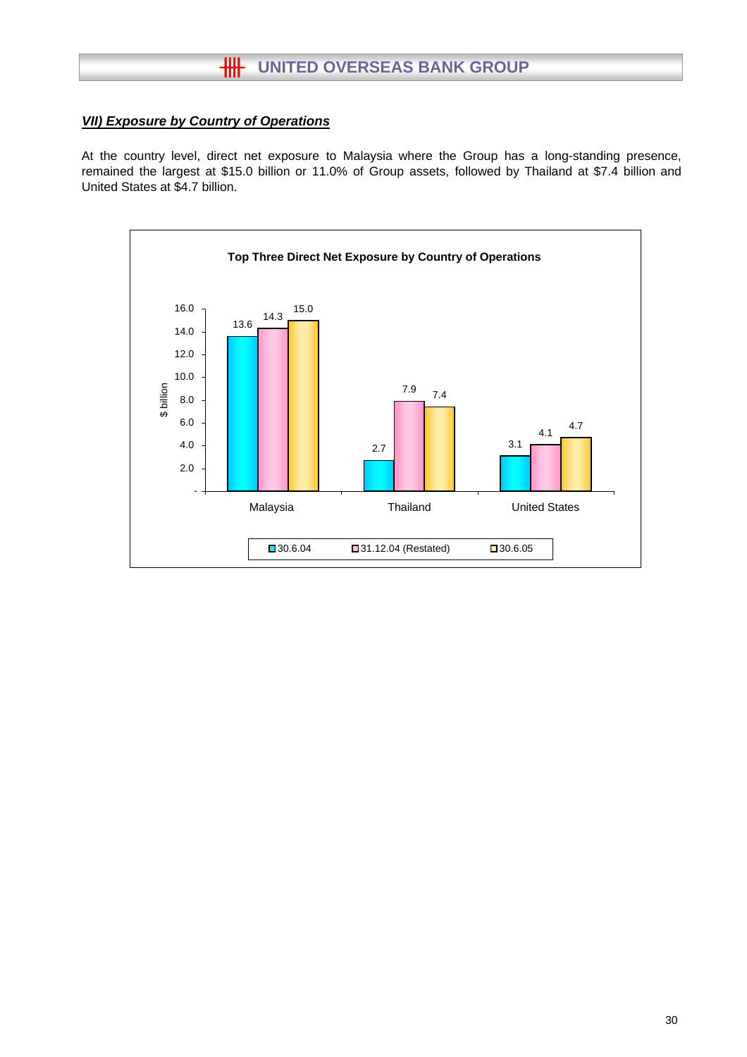### *VII) Exposure by Country of Operations*

At the country level, direct net exposure to Malaysia where the Group has a long-standing presence, remained the largest at $15.0 billion or 11.0% of Group assets, followed by Thailand at $7.4 billion and United States at $4.7 billion.

**Top Three Direct Net Exposure by Country of Operations**

| $ billion | 30.6.04 | 31.12.04 (Restated) | 30.6.05 |
|---|---|---|---|
| Malaysia | 13.6 | 14.3 | 15.0 |
| Thailand | 2.7 | 7.9 | 7.4 |
| United States | 3.1 | 4.1 | 4.7 |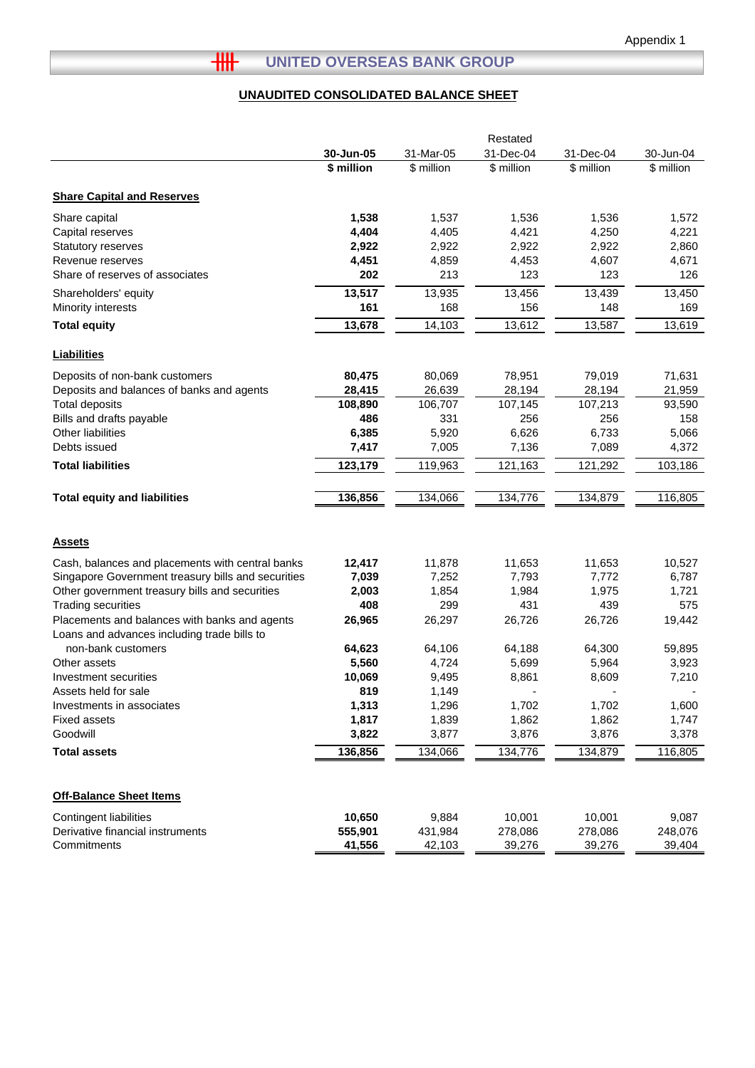Appendix 1

# UNITED OVERSEAS BANK GROUP

## UNAUDITED CONSOLIDATED BALANCE SHEET

| | 30-Jun-05 | 31-Mar-05 | Restated 31-Dec-04 | 31-Dec-04 | 30-Jun-04 |
|---|---|---|---|---|---|
| | **$ million** | $ million | $ million | $ million | $ million |
| **Share Capital and Reserves** | | | | | |
| Share capital | **1,538** | 1,537 | 1,536 | 1,536 | 1,572 |
| Capital reserves | **4,404** | 4,405 | 4,421 | 4,250 | 4,221 |
| Statutory reserves | **2,922** | 2,922 | 2,922 | 2,922 | 2,860 |
| Revenue reserves | **4,451** | 4,859 | 4,453 | 4,607 | 4,671 |
| Share of reserves of associates | **202** | 213 | 123 | 123 | 126 |
| Shareholders' equity | **13,517** | 13,935 | 13,456 | 13,439 | 13,450 |
| Minority interests | **161** | 168 | 156 | 148 | 169 |
| **Total equity** | **13,678** | 14,103 | 13,612 | 13,587 | 13,619 |
| **Liabilities** | | | | | |
| Deposits of non-bank customers | **80,475** | 80,069 | 78,951 | 79,019 | 71,631 |
| Deposits and balances of banks and agents | **28,415** | 26,639 | 28,194 | 28,194 | 21,959 |
| Total deposits | **108,890** | 106,707 | 107,145 | 107,213 | 93,590 |
| Bills and drafts payable | **486** | 331 | 256 | 256 | 158 |
| Other liabilities | **6,385** | 5,920 | 6,626 | 6,733 | 5,066 |
| Debts issued | **7,417** | 7,005 | 7,136 | 7,089 | 4,372 |
| **Total liabilities** | **123,179** | 119,963 | 121,163 | 121,292 | 103,186 |
| **Total equity and liabilities** | **136,856** | 134,066 | 134,776 | 134,879 | 116,805 |
| **Assets** | | | | | |
| Cash, balances and placements with central banks | **12,417** | 11,878 | 11,653 | 11,653 | 10,527 |
| Singapore Government treasury bills and securities | **7,039** | 7,252 | 7,793 | 7,772 | 6,787 |
| Other government treasury bills and securities | **2,003** | 1,854 | 1,984 | 1,975 | 1,721 |
| Trading securities | **408** | 299 | 431 | 439 | 575 |
| Placements and balances with banks and agents | **26,965** | 26,297 | 26,726 | 26,726 | 19,442 |
| Loans and advances including trade bills to non-bank customers | **64,623** | 64,106 | 64,188 | 64,300 | 59,895 |
| Other assets | **5,560** | 4,724 | 5,699 | 5,964 | 3,923 |
| Investment securities | **10,069** | 9,495 | 8,861 | 8,609 | 7,210 |
| Assets held for sale | **819** | 1,149 | - | - | - |
| Investments in associates | **1,313** | 1,296 | 1,702 | 1,702 | 1,600 |
| Fixed assets | **1,817** | 1,839 | 1,862 | 1,862 | 1,747 |
| Goodwill | **3,822** | 3,877 | 3,876 | 3,876 | 3,378 |
| **Total assets** | **136,856** | 134,066 | 134,776 | 134,879 | 116,805 |
| **Off-Balance Sheet Items** | | | | | |
| Contingent liabilities | **10,650** | 9,884 | 10,001 | 10,001 | 9,087 |
| Derivative financial instruments | **555,901** | 431,984 | 278,086 | 278,086 | 248,076 |
| Commitments | **41,556** | 42,103 | 39,276 | 39,276 | 39,404 |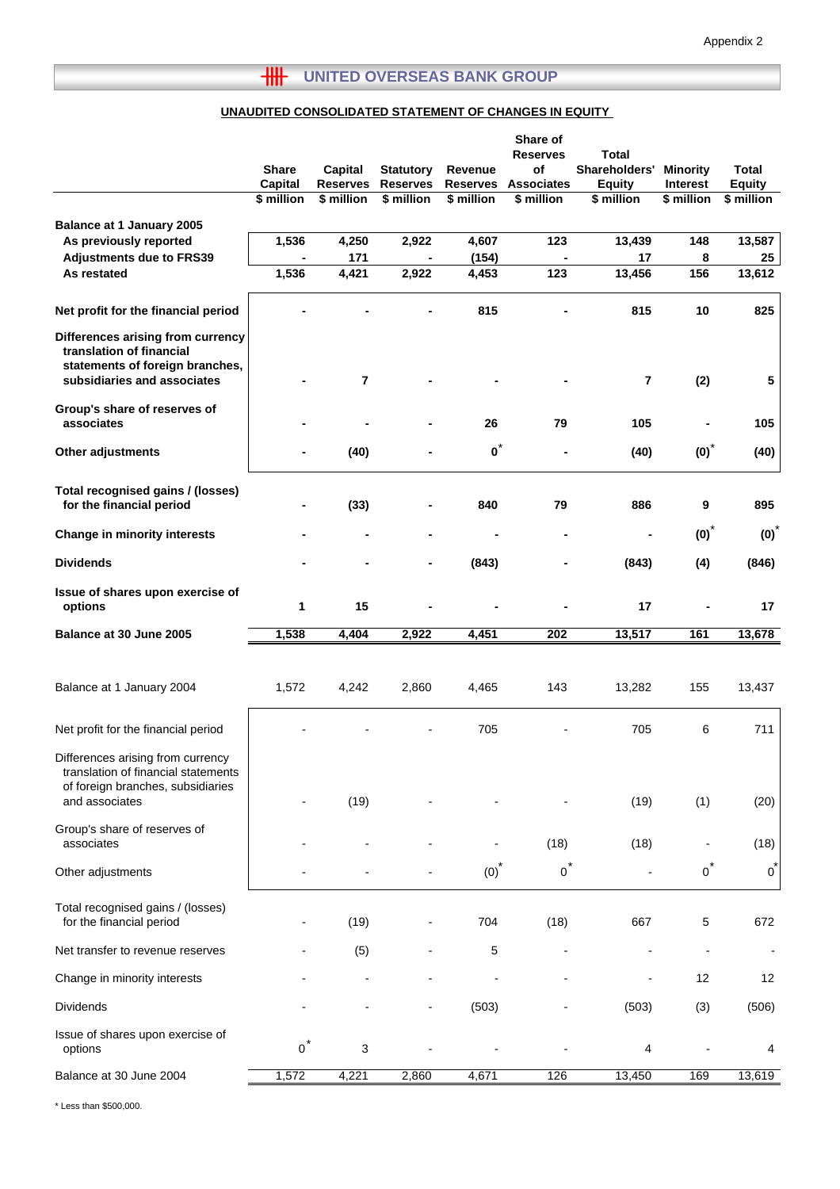Appendix 2

## UNITED OVERSEAS BANK GROUP

### UNAUDITED CONSOLIDATED STATEMENT OF CHANGES IN EQUITY

| | Share Capital | Capital Reserves | Statutory Reserves | Revenue Reserves | Share of Reserves of Associates | Total Shareholders' Equity | Minority Interest | Total Equity |
|---|---|---|---|---|---|---|---|---|
| | $ million | $ million | $ million | $ million | $ million | $ million | $ million | $ million |
| **Balance at 1 January 2005** | | | | | | | | |
| **As previously reported** | **1,536** | **4,250** | **2,922** | **4,607** | **123** | **13,439** | **148** | **13,587** |
| **Adjustments due to FRS39** | **-** | **171** | **-** | **(154)** | **-** | **17** | **8** | **25** |
| **As restated** | **1,536** | **4,421** | **2,922** | **4,453** | **123** | **13,456** | **156** | **13,612** |
| **Net profit for the financial period** | **-** | **-** | **-** | **815** | **-** | **815** | **10** | **825** |
| **Differences arising from currency translation of financial statements of foreign branches, subsidiaries and associates** | **-** | **7** | **-** | **-** | **-** | **7** | **(2)** | **5** |
| **Group's share of reserves of associates** | **-** | **-** | **-** | **26** | **79** | **105** | **-** | **105** |
| **Other adjustments** | **-** | **(40)** | **-** | **0*** | **-** | **(40)** | **(0)*** | **(40)** |
| **Total recognised gains / (losses) for the financial period** | **-** | **(33)** | **-** | **840** | **79** | **886** | **9** | **895** |
| **Change in minority interests** | **-** | **-** | **-** | **-** | **-** | **-** | **(0)*** | **(0)*** |
| **Dividends** | **-** | **-** | **-** | **(843)** | **-** | **(843)** | **(4)** | **(846)** |
| **Issue of shares upon exercise of options** | **1** | **15** | **-** | **-** | **-** | **17** | **-** | **17** |
| **Balance at 30 June 2005** | **1,538** | **4,404** | **2,922** | **4,451** | **202** | **13,517** | **161** | **13,678** |
| Balance at 1 January 2004 | 1,572 | 4,242 | 2,860 | 4,465 | 143 | 13,282 | 155 | 13,437 |
| Net profit for the financial period | - | - | - | 705 | - | 705 | 6 | 711 |
| Differences arising from currency translation of financial statements of foreign branches, subsidiaries and associates | - | (19) | - | - | - | (19) | (1) | (20) |
| Group's share of reserves of associates | - | - | - | - | (18) | (18) | - | (18) |
| Other adjustments | - | - | - | (0)* | 0* | - | 0* | 0* |
| Total recognised gains / (losses) for the financial period | - | (19) | - | 704 | (18) | 667 | 5 | 672 |
| Net transfer to revenue reserves | - | (5) | - | 5 | - | - | - | - |
| Change in minority interests | - | - | - | - | - | - | 12 | 12 |
| Dividends | - | - | - | (503) | - | (503) | (3) | (506) |
| Issue of shares upon exercise of options | 0* | 3 | - | - | - | 4 | - | 4 |
| Balance at 30 June 2004 | 1,572 | 4,221 | 2,860 | 4,671 | 126 | 13,450 | 169 | 13,619 |

* Less than $500,000.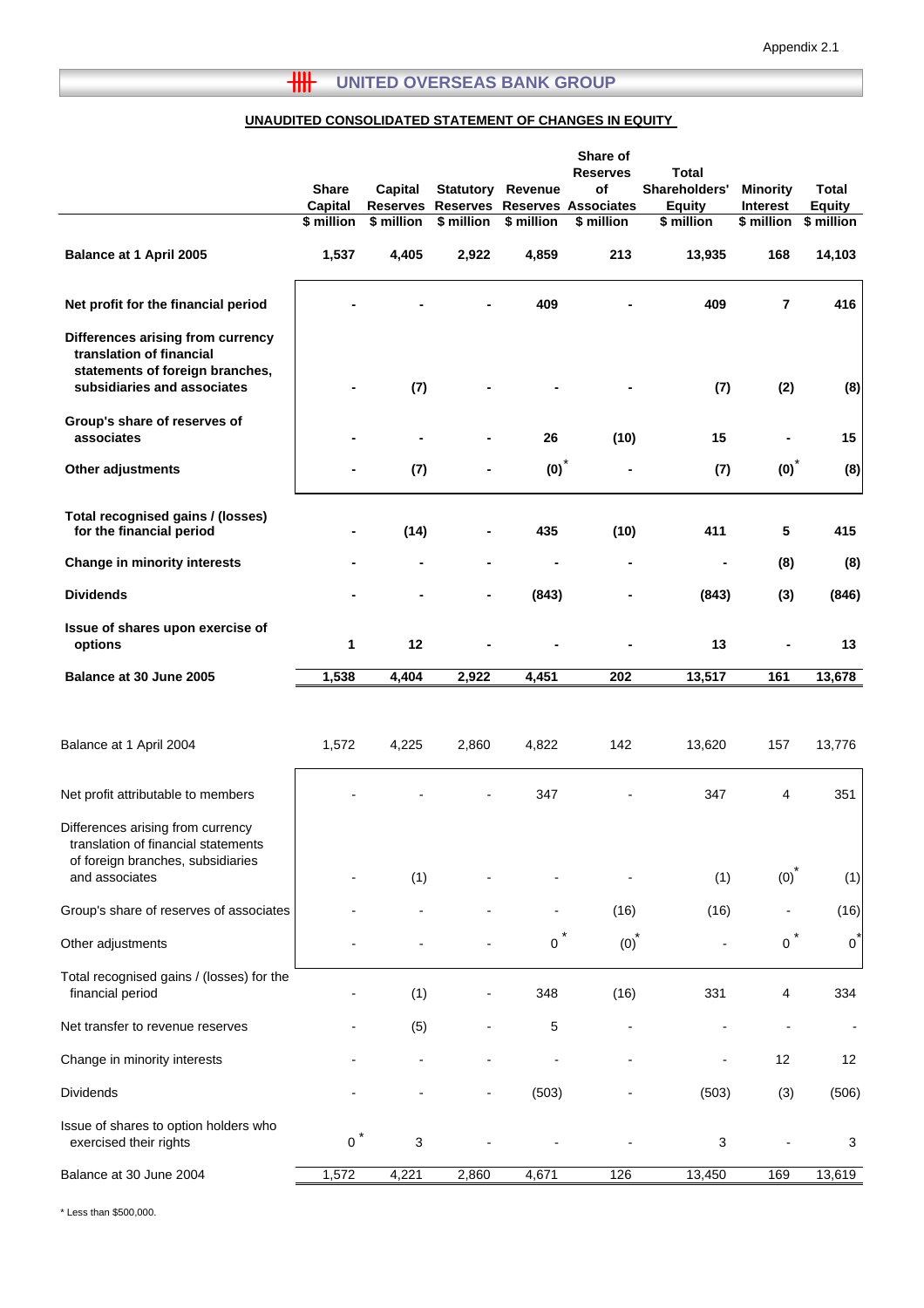Appendix 2.1

# UNITED OVERSEAS BANK GROUP

## UNAUDITED CONSOLIDATED STATEMENT OF CHANGES IN EQUITY

| | Share Capital | Capital Reserves | Statutory Reserves | Revenue Reserves | Share of Reserves of Associates | Total Shareholders' Equity | Minority Interest | Total Equity |
|---|---|---|---|---|---|---|---|---|
| | $ million | $ million | $ million | $ million | $ million | $ million | $ million | $ million |
| **Balance at 1 April 2005** | **1,537** | **4,405** | **2,922** | **4,859** | **213** | **13,935** | **168** | **14,103** |
| **Net profit for the financial period** | **-** | **-** | **-** | **409** | **-** | **409** | **7** | **416** |
| **Differences arising from currency translation of financial statements of foreign branches, subsidiaries and associates** | **-** | **(7)** | **-** | **-** | **-** | **(7)** | **(2)** | **(8)** |
| **Group's share of reserves of associates** | **-** | **-** | **-** | **26** | **(10)** | **15** | **-** | **15** |
| **Other adjustments** | **-** | **(7)** | **-** | **(0)*** | **-** | **(7)** | **(0)*** | **(8)** |
| **Total recognised gains / (losses) for the financial period** | **-** | **(14)** | **-** | **435** | **(10)** | **411** | **5** | **415** |
| **Change in minority interests** | **-** | **-** | **-** | **-** | **-** | **-** | **(8)** | **(8)** |
| **Dividends** | **-** | **-** | **-** | **(843)** | **-** | **(843)** | **(3)** | **(846)** |
| **Issue of shares upon exercise of options** | **1** | **12** | **-** | **-** | **-** | **13** | **-** | **13** |
| **Balance at 30 June 2005** | **1,538** | **4,404** | **2,922** | **4,451** | **202** | **13,517** | **161** | **13,678** |
| | | | | | | | | |
| Balance at 1 April 2004 | 1,572 | 4,225 | 2,860 | 4,822 | 142 | 13,620 | 157 | 13,776 |
| Net profit attributable to members | - | - | - | 347 | - | 347 | 4 | 351 |
| Differences arising from currency translation of financial statements of foreign branches, subsidiaries and associates | - | (1) | - | - | - | (1) | (0)* | (1) |
| Group's share of reserves of associates | - | - | - | - | (16) | (16) | - | (16) |
| Other adjustments | - | - | - | 0* | (0)* | - | 0* | 0* |
| Total recognised gains / (losses) for the financial period | - | (1) | - | 348 | (16) | 331 | 4 | 334 |
| Net transfer to revenue reserves | - | (5) | - | 5 | - | - | - | - |
| Change in minority interests | - | - | - | - | - | - | 12 | 12 |
| Dividends | - | - | - | (503) | - | (503) | (3) | (506) |
| Issue of shares to option holders who exercised their rights | 0* | 3 | - | - | - | 3 | - | 3 |
| Balance at 30 June 2004 | 1,572 | 4,221 | 2,860 | 4,671 | 126 | 13,450 | 169 | 13,619 |

\* Less than $500,000.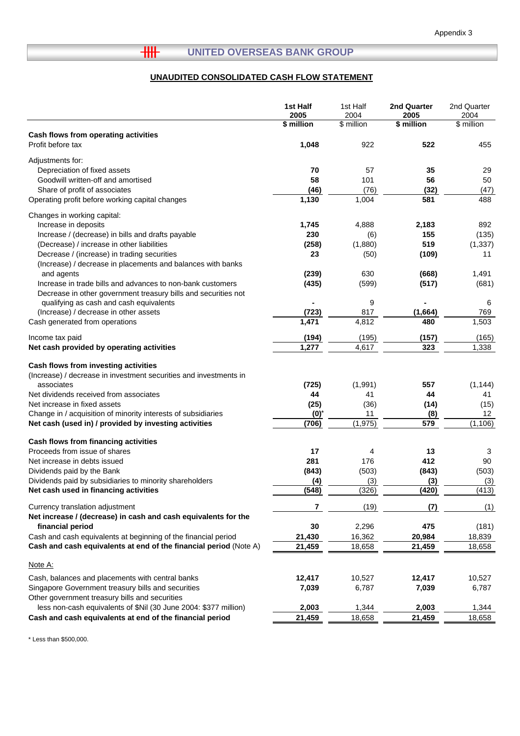Appendix 3

# UNITED OVERSEAS BANK GROUP

## UNAUDITED CONSOLIDATED CASH FLOW STATEMENT

| | 1st Half 2005 | 1st Half 2004 | 2nd Quarter 2005 | 2nd Quarter 2004 |
|---|---|---|---|---|
| | $ million | $ million | $ million | $ million |
| **Cash flows from operating activities** | | | | |
| Profit before tax | 1,048 | 922 | 522 | 455 |
| Adjustments for: | | | | |
| Depreciation of fixed assets | 70 | 57 | 35 | 29 |
| Goodwill written-off and amortised | 58 | 101 | 56 | 50 |
| Share of profit of associates | (46) | (76) | (32) | (47) |
| Operating profit before working capital changes | 1,130 | 1,004 | 581 | 488 |
| Changes in working capital: | | | | |
| Increase in deposits | 1,745 | 4,888 | 2,183 | 892 |
| Increase / (decrease) in bills and drafts payable | 230 | (6) | 155 | (135) |
| (Decrease) / increase in other liabilities | (258) | (1,880) | 519 | (1,337) |
| Decrease / (increase) in trading securities | 23 | (50) | (109) | 11 |
| (Increase) / decrease in placements and balances with banks and agents | (239) | 630 | (668) | 1,491 |
| Increase in trade bills and advances to non-bank customers | (435) | (599) | (517) | (681) |
| Decrease in other government treasury bills and securities not qualifying as cash and cash equivalents | - | 9 | - | 6 |
| (Increase) / decrease in other assets | (723) | 817 | (1,664) | 769 |
| Cash generated from operations | 1,471 | 4,812 | 480 | 1,503 |
| Income tax paid | (194) | (195) | (157) | (165) |
| **Net cash provided by operating activities** | 1,277 | 4,617 | 323 | 1,338 |
| **Cash flows from investing activities** | | | | |
| (Increase) / decrease in investment securities and investments in associates | (725) | (1,991) | 557 | (1,144) |
| Net dividends received from associates | 44 | 41 | 44 | 41 |
| Net increase in fixed assets | (25) | (36) | (14) | (15) |
| Change in / acquisition of minority interests of subsidiaries | (0)* | 11 | (8) | 12 |
| **Net cash (used in) / provided by investing activities** | (706) | (1,975) | 579 | (1,106) |
| **Cash flows from financing activities** | | | | |
| Proceeds from issue of shares | 17 | 4 | 13 | 3 |
| Net increase in debts issued | 281 | 176 | 412 | 90 |
| Dividends paid by the Bank | (843) | (503) | (843) | (503) |
| Dividends paid by subsidiaries to minority shareholders | (4) | (3) | (3) | (3) |
| **Net cash used in financing activities** | (548) | (326) | (420) | (413) |
| Currency translation adjustment | 7 | (19) | (7) | (1) |
| **Net increase / (decrease) in cash and cash equivalents for the financial period** | 30 | 2,296 | 475 | (181) |
| Cash and cash equivalents at beginning of the financial period | 21,430 | 16,362 | 20,984 | 18,839 |
| **Cash and cash equivalents at end of the financial period** (Note A) | 21,459 | 18,658 | 21,459 | 18,658 |

Note A:

| | 1st Half 2005 | 1st Half 2004 | 2nd Quarter 2005 | 2nd Quarter 2004 |
|---|---|---|---|---|
| Cash, balances and placements with central banks | 12,417 | 10,527 | 12,417 | 10,527 |
| Singapore Government treasury bills and securities | 7,039 | 6,787 | 7,039 | 6,787 |
| Other government treasury bills and securities less non-cash equivalents of $Nil (30 June 2004: $377 million) | 2,003 | 1,344 | 2,003 | 1,344 |
| **Cash and cash equivalents at end of the financial period** | 21,459 | 18,658 | 21,459 | 18,658 |

* Less than $500,000.